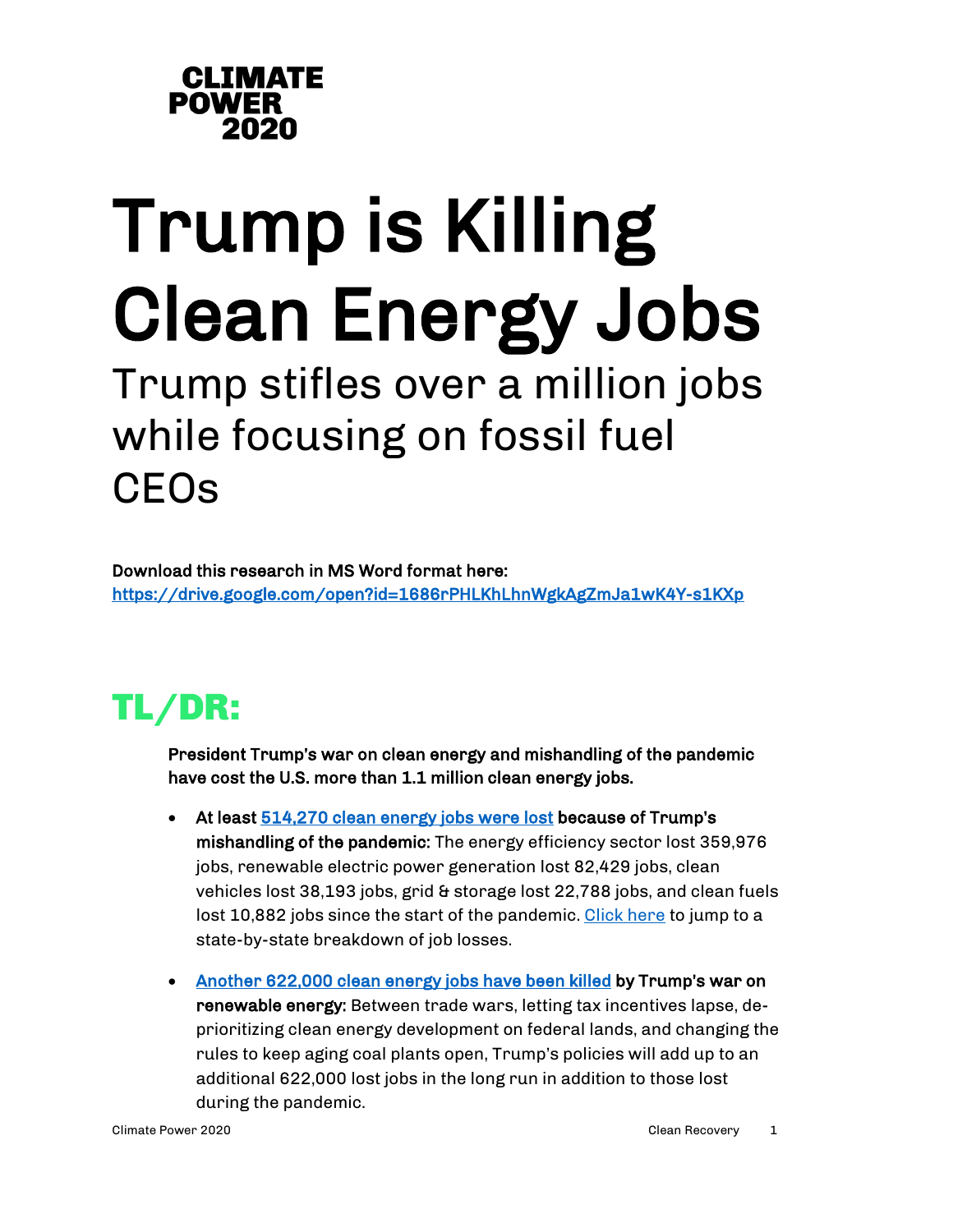**CLIMATE POWER 2020**

# Trump is Killing Clean Energy Jobs

## Trump stifles over a million jobs while focusing on fossil fuel CEOs

**Download this research in MS Word format here:**
**https://drive.google.com/open?id=1686rPHLKhLhnWgkAgZmJa1wK4Y-s1KXp**

## TL/DR:

**President Trump's war on clean energy and mishandling of the pandemic have cost the U.S. more than 1.1 million clean energy jobs.**

- **At least 514,270 clean energy jobs were lost because of Trump's mishandling of the pandemic:** The energy efficiency sector lost 359,976 jobs, renewable electric power generation lost 82,429 jobs, clean vehicles lost 38,193 jobs, grid & storage lost 22,788 jobs, and clean fuels lost 10,882 jobs since the start of the pandemic. Click here to jump to a state-by-state breakdown of job losses.

- **Another 622,000 clean energy jobs have been killed by Trump's war on renewable energy:** Between trade wars, letting tax incentives lapse, de-prioritizing clean energy development on federal lands, and changing the rules to keep aging coal plants open, Trump's policies will add up to an additional 622,000 lost jobs in the long run in addition to those lost during the pandemic.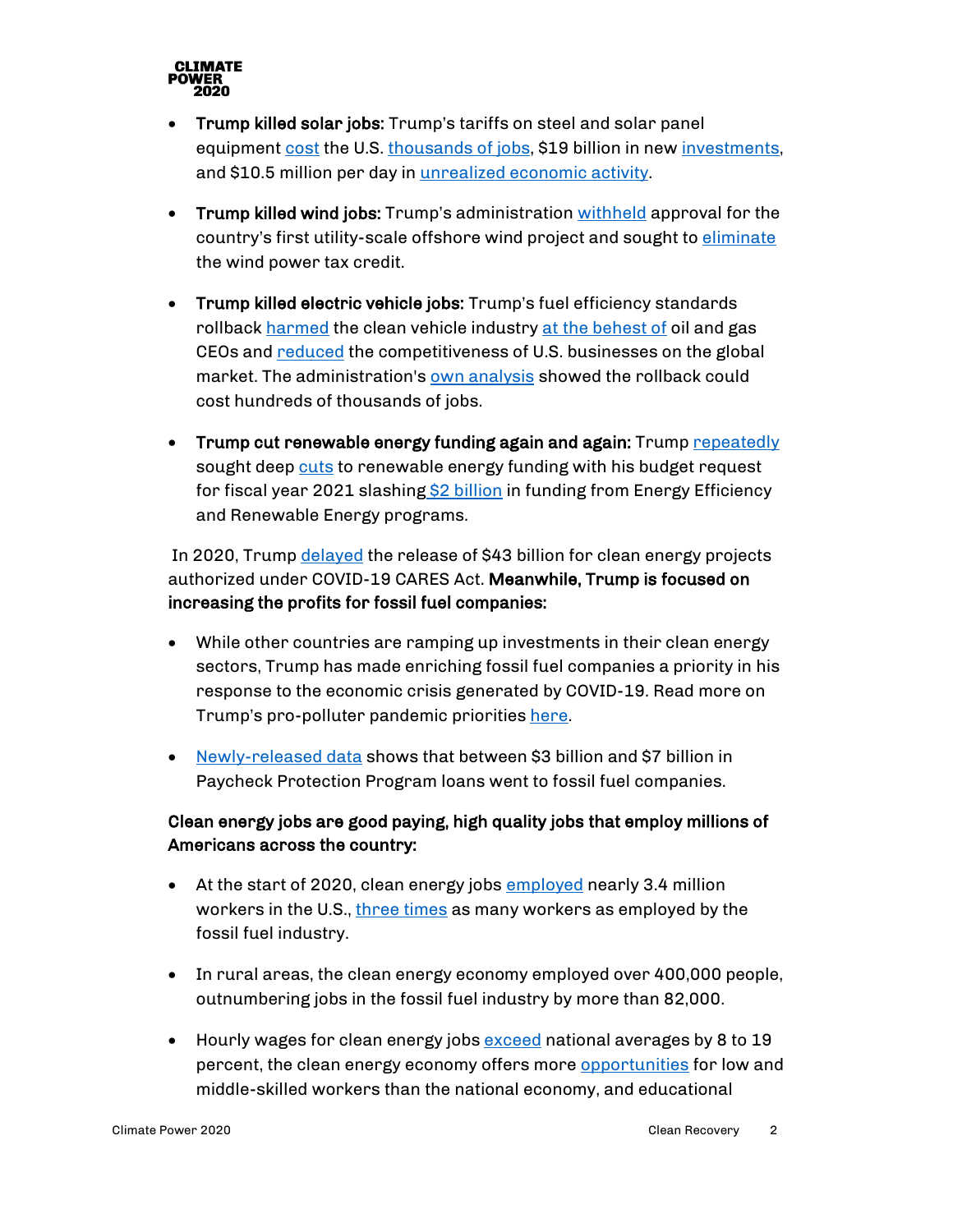- **Trump killed solar jobs:** Trump's tariffs on steel and solar panel equipment cost the U.S. thousands of jobs, $19 billion in new investments, and $10.5 million per day in unrealized economic activity.

- **Trump killed wind jobs:** Trump's administration withheld approval for the country's first utility-scale offshore wind project and sought to eliminate the wind power tax credit.

- **Trump killed electric vehicle jobs:** Trump's fuel efficiency standards rollback harmed the clean vehicle industry at the behest of oil and gas CEOs and reduced the competitiveness of U.S. businesses on the global market. The administration's own analysis showed the rollback could cost hundreds of thousands of jobs.

- **Trump cut renewable energy funding again and again:** Trump repeatedly sought deep cuts to renewable energy funding with his budget request for fiscal year 2021 slashing $2 billion in funding from Energy Efficiency and Renewable Energy programs.

In 2020, Trump delayed the release of $43 billion for clean energy projects authorized under COVID-19 CARES Act. **Meanwhile, Trump is focused on increasing the profits for fossil fuel companies:**

- While other countries are ramping up investments in their clean energy sectors, Trump has made enriching fossil fuel companies a priority in his response to the economic crisis generated by COVID-19. Read more on Trump's pro-polluter pandemic priorities here.

- Newly-released data shows that between $3 billion and $7 billion in Paycheck Protection Program loans went to fossil fuel companies.

**Clean energy jobs are good paying, high quality jobs that employ millions of Americans across the country:**

- At the start of 2020, clean energy jobs employed nearly 3.4 million workers in the U.S., three times as many workers as employed by the fossil fuel industry.

- In rural areas, the clean energy economy employed over 400,000 people, outnumbering jobs in the fossil fuel industry by more than 82,000.

- Hourly wages for clean energy jobs exceed national averages by 8 to 19 percent, the clean energy economy offers more opportunities for low and middle-skilled workers than the national economy, and educational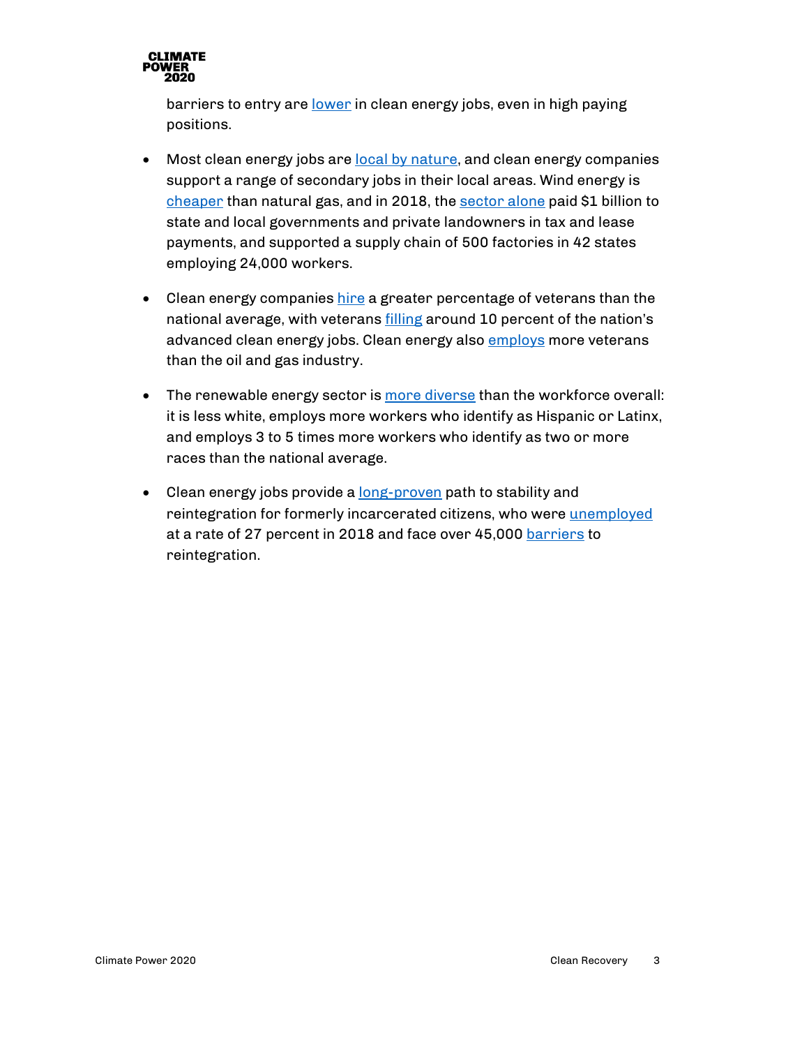barriers to entry are lower in clean energy jobs, even in high paying positions.

- Most clean energy jobs are local by nature, and clean energy companies support a range of secondary jobs in their local areas. Wind energy is cheaper than natural gas, and in 2018, the sector alone paid $1 billion to state and local governments and private landowners in tax and lease payments, and supported a supply chain of 500 factories in 42 states employing 24,000 workers.

- Clean energy companies hire a greater percentage of veterans than the national average, with veterans filling around 10 percent of the nation's advanced clean energy jobs. Clean energy also employs more veterans than the oil and gas industry.

- The renewable energy sector is more diverse than the workforce overall: it is less white, employs more workers who identify as Hispanic or Latinx, and employs 3 to 5 times more workers who identify as two or more races than the national average.

- Clean energy jobs provide a long-proven path to stability and reintegration for formerly incarcerated citizens, who were unemployed at a rate of 27 percent in 2018 and face over 45,000 barriers to reintegration.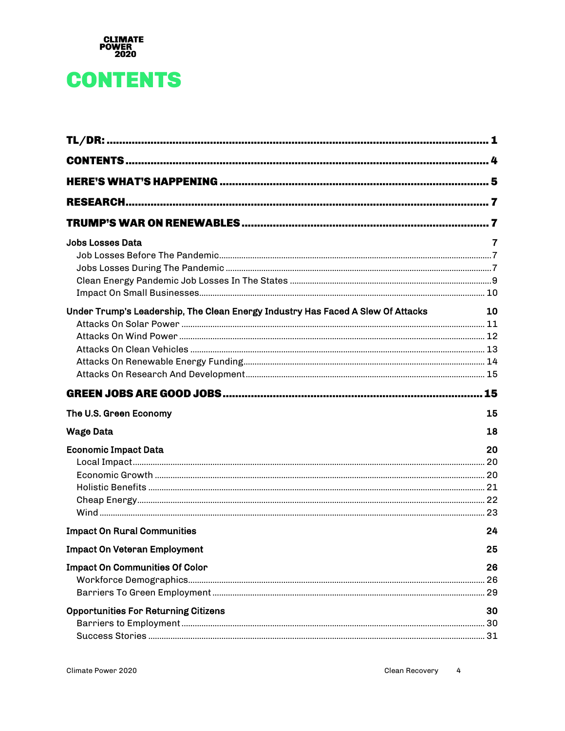CLIMATE POWER 2020

# CONTENTS

| | |
|---|---|
| **TL/DR:** | **1** |
| **CONTENTS** | **4** |
| **HERE'S WHAT'S HAPPENING** | **5** |
| **RESEARCH** | **7** |
| **TRUMP'S WAR ON RENEWABLES** | **7** |
| **Jobs Losses Data** | **7** |
| Job Losses Before The Pandemic | 7 |
| Jobs Losses During The Pandemic | 7 |
| Clean Energy Pandemic Job Losses In The States | 9 |
| Impact On Small Businesses | 10 |
| **Under Trump's Leadership, The Clean Energy Industry Has Faced A Slew Of Attacks** | **10** |
| Attacks On Solar Power | 11 |
| Attacks On Wind Power | 12 |
| Attacks On Clean Vehicles | 13 |
| Attacks On Renewable Energy Funding | 14 |
| Attacks On Research And Development | 15 |
| **GREEN JOBS ARE GOOD JOBS** | **15** |
| **The U.S. Green Economy** | **15** |
| **Wage Data** | **18** |
| **Economic Impact Data** | **20** |
| Local Impact | 20 |
| Economic Growth | 20 |
| Holistic Benefits | 21 |
| Cheap Energy | 22 |
| Wind | 23 |
| **Impact On Rural Communities** | **24** |
| **Impact On Veteran Employment** | **25** |
| **Impact On Communities Of Color** | **26** |
| Workforce Demographics | 26 |
| Barriers To Green Employment | 29 |
| **Opportunities For Returning Citizens** | **30** |
| Barriers to Employment | 30 |
| Success Stories | 31 |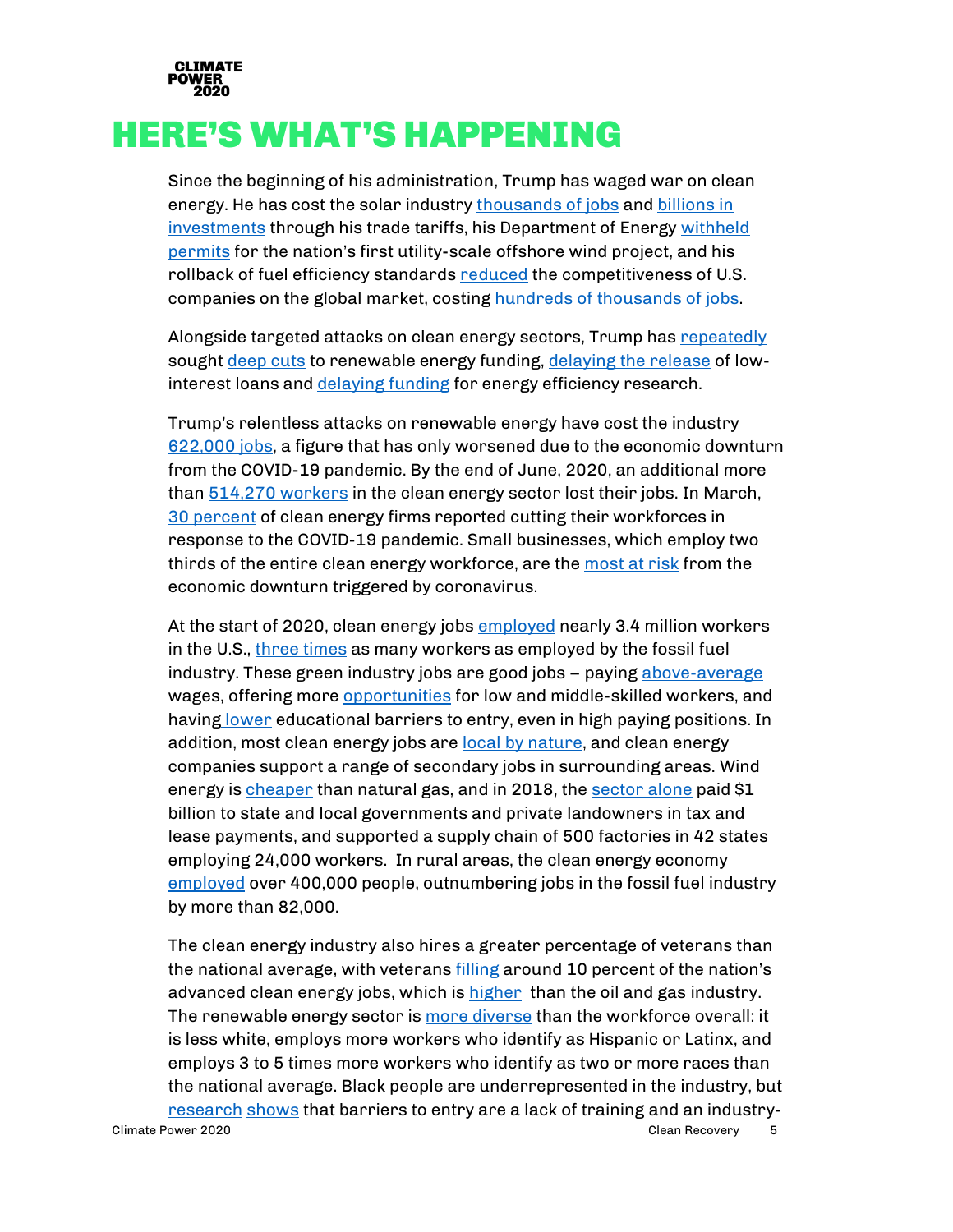# HERE'S WHAT'S HAPPENING

Since the beginning of his administration, Trump has waged war on clean energy. He has cost the solar industry thousands of jobs and billions in investments through his trade tariffs, his Department of Energy withheld permits for the nation's first utility-scale offshore wind project, and his rollback of fuel efficiency standards reduced the competitiveness of U.S. companies on the global market, costing hundreds of thousands of jobs.

Alongside targeted attacks on clean energy sectors, Trump has repeatedly sought deep cuts to renewable energy funding, delaying the release of low-interest loans and delaying funding for energy efficiency research.

Trump's relentless attacks on renewable energy have cost the industry 622,000 jobs, a figure that has only worsened due to the economic downturn from the COVID-19 pandemic. By the end of June, 2020, an additional more than 514,270 workers in the clean energy sector lost their jobs. In March, 30 percent of clean energy firms reported cutting their workforces in response to the COVID-19 pandemic. Small businesses, which employ two thirds of the entire clean energy workforce, are the most at risk from the economic downturn triggered by coronavirus.

At the start of 2020, clean energy jobs employed nearly 3.4 million workers in the U.S., three times as many workers as employed by the fossil fuel industry. These green industry jobs are good jobs – paying above-average wages, offering more opportunities for low and middle-skilled workers, and having lower educational barriers to entry, even in high paying positions. In addition, most clean energy jobs are local by nature, and clean energy companies support a range of secondary jobs in surrounding areas. Wind energy is cheaper than natural gas, and in 2018, the sector alone paid $1 billion to state and local governments and private landowners in tax and lease payments, and supported a supply chain of 500 factories in 42 states employing 24,000 workers. In rural areas, the clean energy economy employed over 400,000 people, outnumbering jobs in the fossil fuel industry by more than 82,000.

The clean energy industry also hires a greater percentage of veterans than the national average, with veterans filling around 10 percent of the nation's advanced clean energy jobs, which is higher than the oil and gas industry. The renewable energy sector is more diverse than the workforce overall: it is less white, employs more workers who identify as Hispanic or Latinx, and employs 3 to 5 times more workers who identify as two or more races than the national average. Black people are underrepresented in the industry, but research shows that barriers to entry are a lack of training and an industry-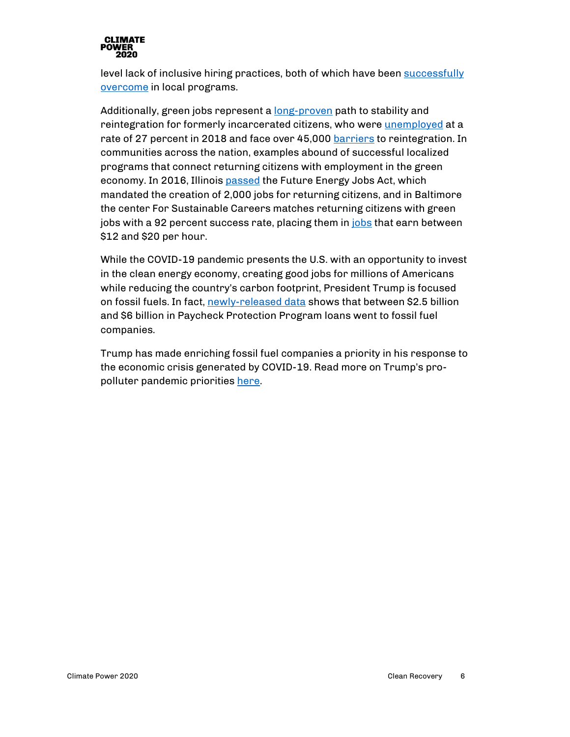level lack of inclusive hiring practices, both of which have been successfully overcome in local programs.

Additionally, green jobs represent a long-proven path to stability and reintegration for formerly incarcerated citizens, who were unemployed at a rate of 27 percent in 2018 and face over 45,000 barriers to reintegration. In communities across the nation, examples abound of successful localized programs that connect returning citizens with employment in the green economy. In 2016, Illinois passed the Future Energy Jobs Act, which mandated the creation of 2,000 jobs for returning citizens, and in Baltimore the center For Sustainable Careers matches returning citizens with green jobs with a 92 percent success rate, placing them in jobs that earn between $12 and $20 per hour.

While the COVID-19 pandemic presents the U.S. with an opportunity to invest in the clean energy economy, creating good jobs for millions of Americans while reducing the country's carbon footprint, President Trump is focused on fossil fuels. In fact, newly-released data shows that between $2.5 billion and $6 billion in Paycheck Protection Program loans went to fossil fuel companies.

Trump has made enriching fossil fuel companies a priority in his response to the economic crisis generated by COVID-19. Read more on Trump's pro-polluter pandemic priorities here.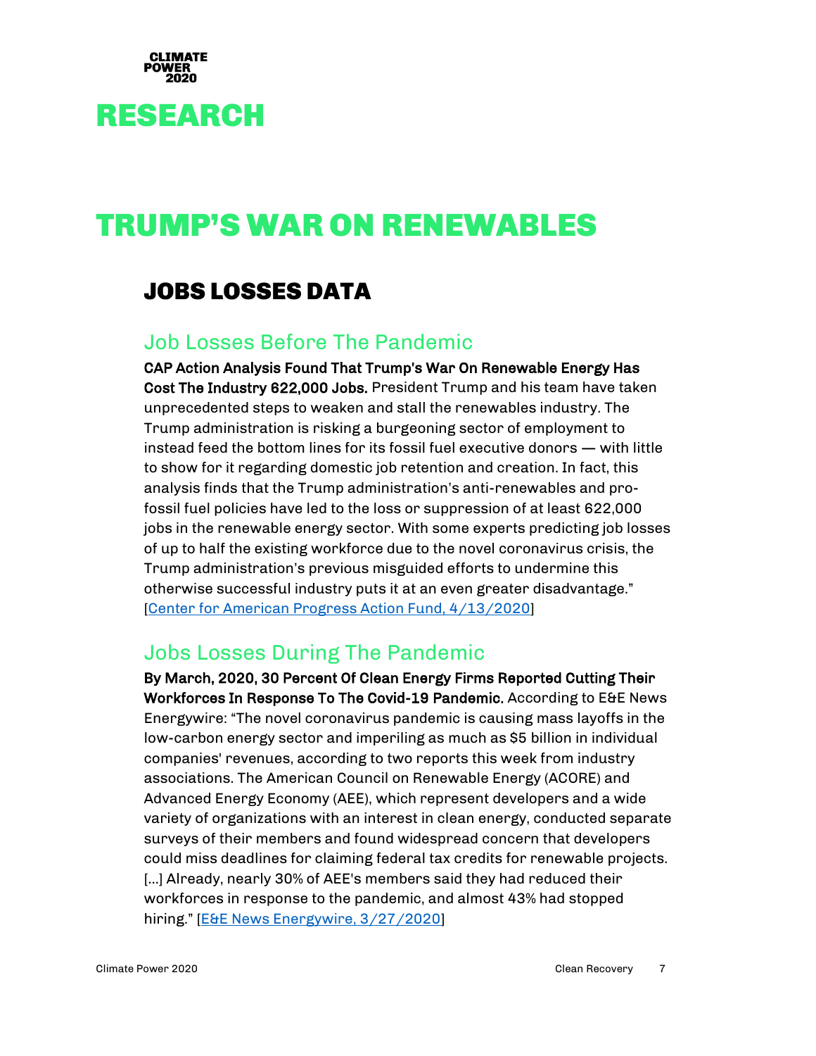CLIMATE POWER 2020

# RESEARCH

# TRUMP'S WAR ON RENEWABLES

## JOBS LOSSES DATA

### Job Losses Before The Pandemic

**CAP Action Analysis Found That Trump's War On Renewable Energy Has Cost The Industry 622,000 Jobs.** President Trump and his team have taken unprecedented steps to weaken and stall the renewables industry. The Trump administration is risking a burgeoning sector of employment to instead feed the bottom lines for its fossil fuel executive donors — with little to show for it regarding domestic job retention and creation. In fact, this analysis finds that the Trump administration's anti-renewables and pro-fossil fuel policies have led to the loss or suppression of at least 622,000 jobs in the renewable energy sector. With some experts predicting job losses of up to half the existing workforce due to the novel coronavirus crisis, the Trump administration's previous misguided efforts to undermine this otherwise successful industry puts it at an even greater disadvantage." [Center for American Progress Action Fund, 4/13/2020]

### Jobs Losses During The Pandemic

**By March, 2020, 30 Percent Of Clean Energy Firms Reported Cutting Their Workforces In Response To The Covid-19 Pandemic.** According to E&E News Energywire: "The novel coronavirus pandemic is causing mass layoffs in the low-carbon energy sector and imperiling as much as $5 billion in individual companies' revenues, according to two reports this week from industry associations. The American Council on Renewable Energy (ACORE) and Advanced Energy Economy (AEE), which represent developers and a wide variety of organizations with an interest in clean energy, conducted separate surveys of their members and found widespread concern that developers could miss deadlines for claiming federal tax credits for renewable projects. [...] Already, nearly 30% of AEE's members said they had reduced their workforces in response to the pandemic, and almost 43% had stopped hiring." [E&E News Energywire, 3/27/2020]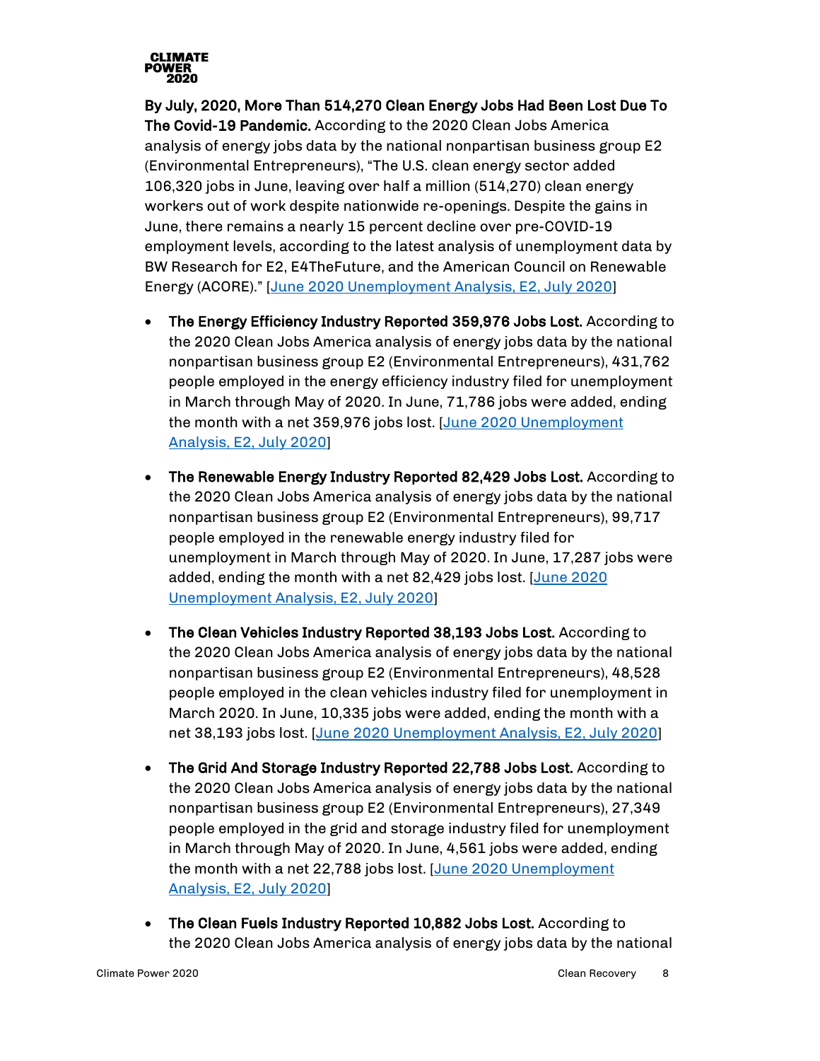**By July, 2020, More Than 514,270 Clean Energy Jobs Had Been Lost Due To The Covid-19 Pandemic.** According to the 2020 Clean Jobs America analysis of energy jobs data by the national nonpartisan business group E2 (Environmental Entrepreneurs), "The U.S. clean energy sector added 106,320 jobs in June, leaving over half a million (514,270) clean energy workers out of work despite nationwide re-openings. Despite the gains in June, there remains a nearly 15 percent decline over pre-COVID-19 employment levels, according to the latest analysis of unemployment data by BW Research for E2, E4TheFuture, and the American Council on Renewable Energy (ACORE)." [June 2020 Unemployment Analysis, E2, July 2020]

- **The Energy Efficiency Industry Reported 359,976 Jobs Lost.** According to the 2020 Clean Jobs America analysis of energy jobs data by the national nonpartisan business group E2 (Environmental Entrepreneurs), 431,762 people employed in the energy efficiency industry filed for unemployment in March through May of 2020. In June, 71,786 jobs were added, ending the month with a net 359,976 jobs lost. [June 2020 Unemployment Analysis, E2, July 2020]
- **The Renewable Energy Industry Reported 82,429 Jobs Lost.** According to the 2020 Clean Jobs America analysis of energy jobs data by the national nonpartisan business group E2 (Environmental Entrepreneurs), 99,717 people employed in the renewable energy industry filed for unemployment in March through May of 2020. In June, 17,287 jobs were added, ending the month with a net 82,429 jobs lost. [June 2020 Unemployment Analysis, E2, July 2020]
- **The Clean Vehicles Industry Reported 38,193 Jobs Lost.** According to the 2020 Clean Jobs America analysis of energy jobs data by the national nonpartisan business group E2 (Environmental Entrepreneurs), 48,528 people employed in the clean vehicles industry filed for unemployment in March 2020. In June, 10,335 jobs were added, ending the month with a net 38,193 jobs lost. [June 2020 Unemployment Analysis, E2, July 2020]
- **The Grid And Storage Industry Reported 22,788 Jobs Lost.** According to the 2020 Clean Jobs America analysis of energy jobs data by the national nonpartisan business group E2 (Environmental Entrepreneurs), 27,349 people employed in the grid and storage industry filed for unemployment in March through May of 2020. In June, 4,561 jobs were added, ending the month with a net 22,788 jobs lost. [June 2020 Unemployment Analysis, E2, July 2020]
- **The Clean Fuels Industry Reported 10,882 Jobs Lost.** According to the 2020 Clean Jobs America analysis of energy jobs data by the national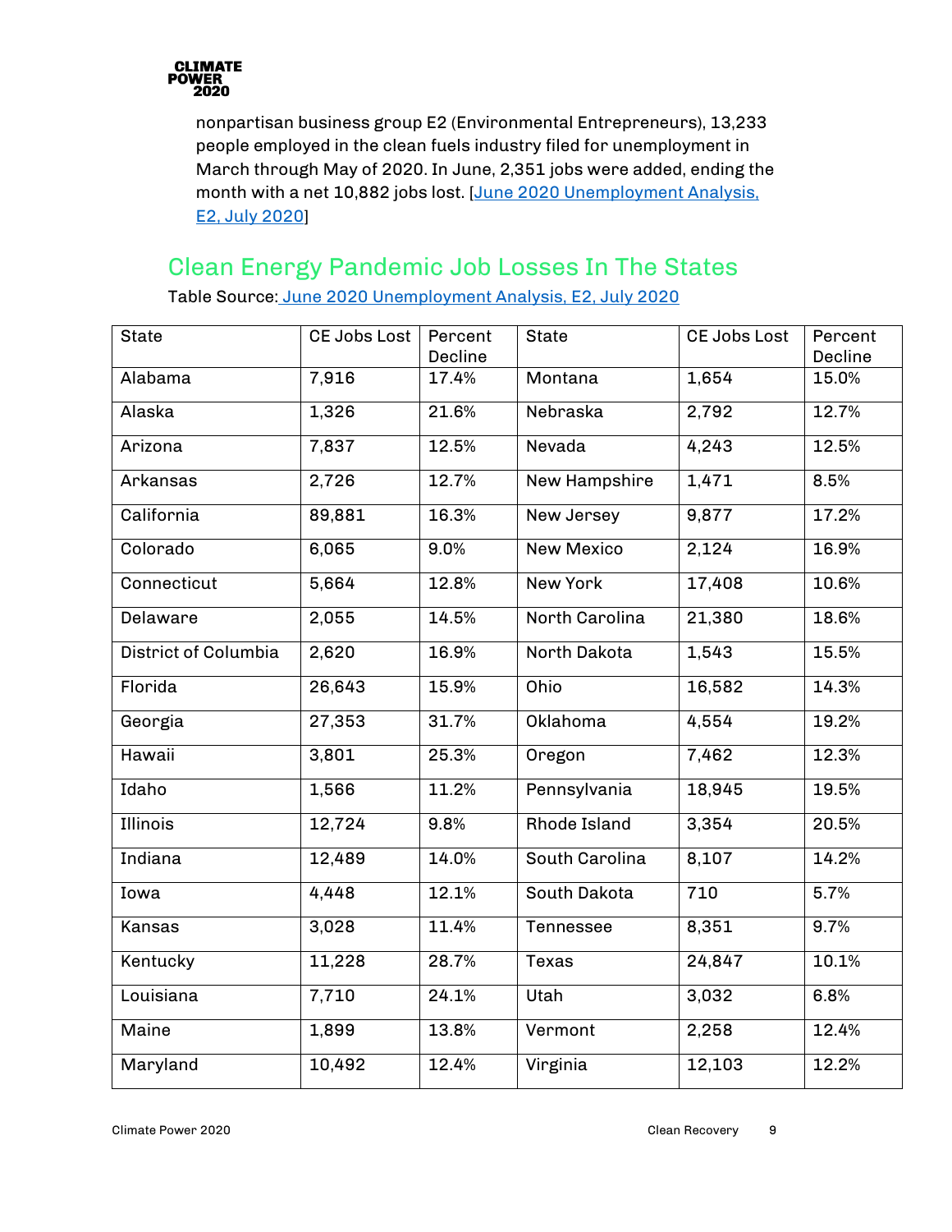nonpartisan business group E2 (Environmental Entrepreneurs), 13,233 people employed in the clean fuels industry filed for unemployment in March through May of 2020. In June, 2,351 jobs were added, ending the month with a net 10,882 jobs lost. [June 2020 Unemployment Analysis, E2, July 2020]

## Clean Energy Pandemic Job Losses In The States

Table Source: June 2020 Unemployment Analysis, E2, July 2020

| State | CE Jobs Lost | Percent Decline | State | CE Jobs Lost | Percent Decline |
|---|---|---|---|---|---|
| Alabama | 7,916 | 17.4% | Montana | 1,654 | 15.0% |
| Alaska | 1,326 | 21.6% | Nebraska | 2,792 | 12.7% |
| Arizona | 7,837 | 12.5% | Nevada | 4,243 | 12.5% |
| Arkansas | 2,726 | 12.7% | New Hampshire | 1,471 | 8.5% |
| California | 89,881 | 16.3% | New Jersey | 9,877 | 17.2% |
| Colorado | 6,065 | 9.0% | New Mexico | 2,124 | 16.9% |
| Connecticut | 5,664 | 12.8% | New York | 17,408 | 10.6% |
| Delaware | 2,055 | 14.5% | North Carolina | 21,380 | 18.6% |
| District of Columbia | 2,620 | 16.9% | North Dakota | 1,543 | 15.5% |
| Florida | 26,643 | 15.9% | Ohio | 16,582 | 14.3% |
| Georgia | 27,353 | 31.7% | Oklahoma | 4,554 | 19.2% |
| Hawaii | 3,801 | 25.3% | Oregon | 7,462 | 12.3% |
| Idaho | 1,566 | 11.2% | Pennsylvania | 18,945 | 19.5% |
| Illinois | 12,724 | 9.8% | Rhode Island | 3,354 | 20.5% |
| Indiana | 12,489 | 14.0% | South Carolina | 8,107 | 14.2% |
| Iowa | 4,448 | 12.1% | South Dakota | 710 | 5.7% |
| Kansas | 3,028 | 11.4% | Tennessee | 8,351 | 9.7% |
| Kentucky | 11,228 | 28.7% | Texas | 24,847 | 10.1% |
| Louisiana | 7,710 | 24.1% | Utah | 3,032 | 6.8% |
| Maine | 1,899 | 13.8% | Vermont | 2,258 | 12.4% |
| Maryland | 10,492 | 12.4% | Virginia | 12,103 | 12.2% |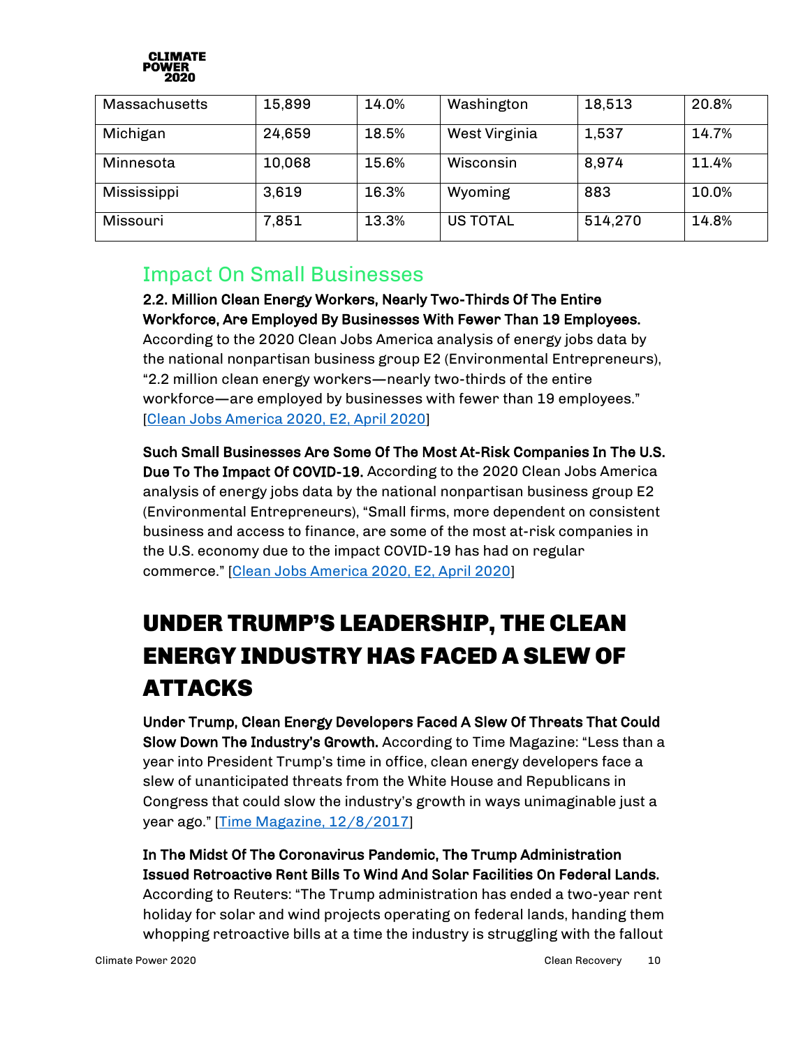| Massachusetts | 15,899 | 14.0% | Washington | 18,513 | 20.8% |
|---|---|---|---|---|---|
| Michigan | 24,659 | 18.5% | West Virginia | 1,537 | 14.7% |
| Minnesota | 10,068 | 15.6% | Wisconsin | 8,974 | 11.4% |
| Mississippi | 3,619 | 16.3% | Wyoming | 883 | 10.0% |
| Missouri | 7,851 | 13.3% | US TOTAL | 514,270 | 14.8% |

## Impact On Small Businesses

**2.2. Million Clean Energy Workers, Nearly Two-Thirds Of The Entire Workforce, Are Employed By Businesses With Fewer Than 19 Employees.** According to the 2020 Clean Jobs America analysis of energy jobs data by the national nonpartisan business group E2 (Environmental Entrepreneurs), "2.2 million clean energy workers—nearly two-thirds of the entire workforce—are employed by businesses with fewer than 19 employees." [Clean Jobs America 2020, E2, April 2020]

**Such Small Businesses Are Some Of The Most At-Risk Companies In The U.S. Due To The Impact Of COVID-19.** According to the 2020 Clean Jobs America analysis of energy jobs data by the national nonpartisan business group E2 (Environmental Entrepreneurs), "Small firms, more dependent on consistent business and access to finance, are some of the most at-risk companies in the U.S. economy due to the impact COVID-19 has had on regular commerce." [Clean Jobs America 2020, E2, April 2020]

# UNDER TRUMP'S LEADERSHIP, THE CLEAN ENERGY INDUSTRY HAS FACED A SLEW OF ATTACKS

**Under Trump, Clean Energy Developers Faced A Slew Of Threats That Could Slow Down The Industry's Growth.** According to Time Magazine: "Less than a year into President Trump's time in office, clean energy developers face a slew of unanticipated threats from the White House and Republicans in Congress that could slow the industry's growth in ways unimaginable just a year ago." [Time Magazine, 12/8/2017]

**In The Midst Of The Coronavirus Pandemic, The Trump Administration Issued Retroactive Rent Bills To Wind And Solar Facilities On Federal Lands.** According to Reuters: "The Trump administration has ended a two-year rent holiday for solar and wind projects operating on federal lands, handing them whopping retroactive bills at a time the industry is struggling with the fallout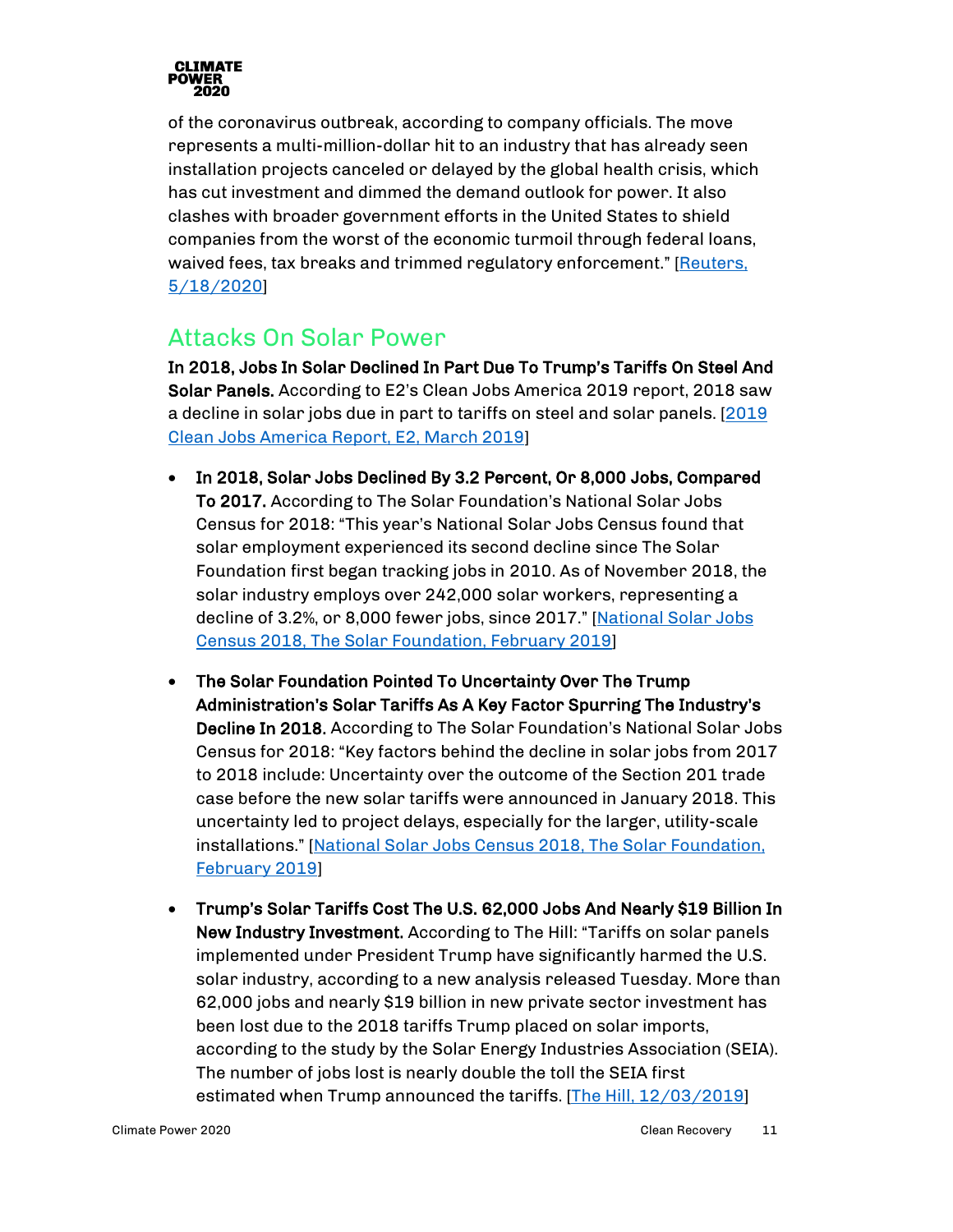of the coronavirus outbreak, according to company officials. The move represents a multi-million-dollar hit to an industry that has already seen installation projects canceled or delayed by the global health crisis, which has cut investment and dimmed the demand outlook for power. It also clashes with broader government efforts in the United States to shield companies from the worst of the economic turmoil through federal loans, waived fees, tax breaks and trimmed regulatory enforcement." [Reuters, 5/18/2020]

## Attacks On Solar Power

**In 2018, Jobs In Solar Declined In Part Due To Trump's Tariffs On Steel And Solar Panels.** According to E2's Clean Jobs America 2019 report, 2018 saw a decline in solar jobs due in part to tariffs on steel and solar panels. [2019 Clean Jobs America Report, E2, March 2019]

- **In 2018, Solar Jobs Declined By 3.2 Percent, Or 8,000 Jobs, Compared To 2017.** According to The Solar Foundation's National Solar Jobs Census for 2018: "This year's National Solar Jobs Census found that solar employment experienced its second decline since The Solar Foundation first began tracking jobs in 2010. As of November 2018, the solar industry employs over 242,000 solar workers, representing a decline of 3.2%, or 8,000 fewer jobs, since 2017." [National Solar Jobs Census 2018, The Solar Foundation, February 2019]

- **The Solar Foundation Pointed To Uncertainty Over The Trump Administration's Solar Tariffs As A Key Factor Spurring The Industry's Decline In 2018.** According to The Solar Foundation's National Solar Jobs Census for 2018: "Key factors behind the decline in solar jobs from 2017 to 2018 include: Uncertainty over the outcome of the Section 201 trade case before the new solar tariffs were announced in January 2018. This uncertainty led to project delays, especially for the larger, utility-scale installations." [National Solar Jobs Census 2018, The Solar Foundation, February 2019]

- **Trump's Solar Tariffs Cost The U.S. 62,000 Jobs And Nearly $19 Billion In New Industry Investment.** According to The Hill: "Tariffs on solar panels implemented under President Trump have significantly harmed the U.S. solar industry, according to a new analysis released Tuesday. More than 62,000 jobs and nearly $19 billion in new private sector investment has been lost due to the 2018 tariffs Trump placed on solar imports, according to the study by the Solar Energy Industries Association (SEIA). The number of jobs lost is nearly double the toll the SEIA first estimated when Trump announced the tariffs. [The Hill, 12/03/2019]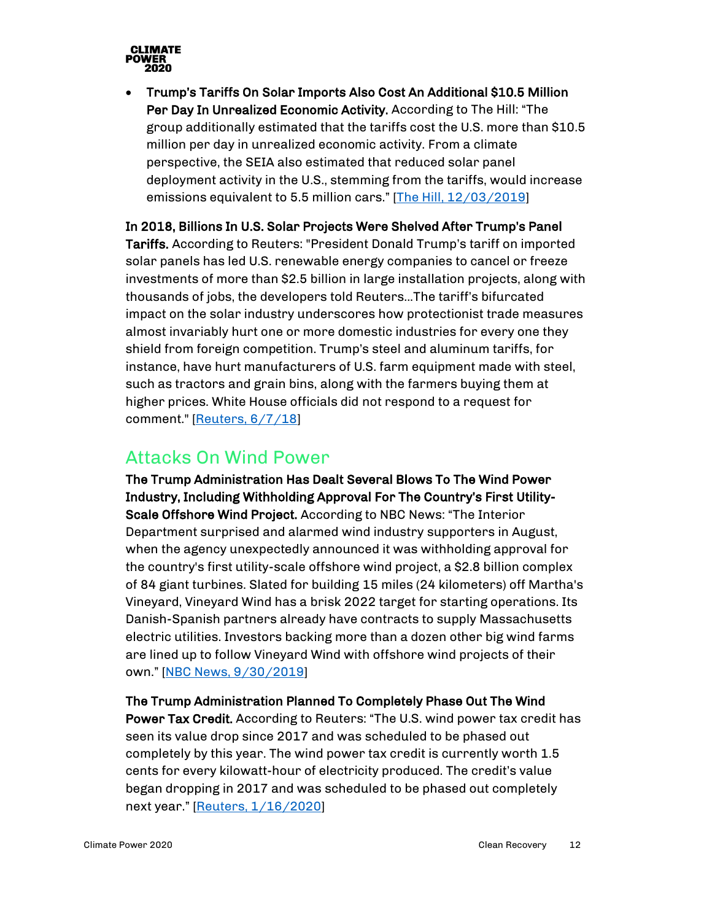- **Trump's Tariffs On Solar Imports Also Cost An Additional $10.5 Million Per Day In Unrealized Economic Activity.** According to The Hill: "The group additionally estimated that the tariffs cost the U.S. more than $10.5 million per day in unrealized economic activity. From a climate perspective, the SEIA also estimated that reduced solar panel deployment activity in the U.S., stemming from the tariffs, would increase emissions equivalent to 5.5 million cars." [The Hill, 12/03/2019]

**In 2018, Billions In U.S. Solar Projects Were Shelved After Trump's Panel Tariffs.** According to Reuters: "President Donald Trump's tariff on imported solar panels has led U.S. renewable energy companies to cancel or freeze investments of more than $2.5 billion in large installation projects, along with thousands of jobs, the developers told Reuters…The tariff's bifurcated impact on the solar industry underscores how protectionist trade measures almost invariably hurt one or more domestic industries for every one they shield from foreign competition. Trump's steel and aluminum tariffs, for instance, have hurt manufacturers of U.S. farm equipment made with steel, such as tractors and grain bins, along with the farmers buying them at higher prices. White House officials did not respond to a request for comment." [Reuters, 6/7/18]

## Attacks On Wind Power

**The Trump Administration Has Dealt Several Blows To The Wind Power Industry, Including Withholding Approval For The Country's First Utility-Scale Offshore Wind Project.** According to NBC News: "The Interior Department surprised and alarmed wind industry supporters in August, when the agency unexpectedly announced it was withholding approval for the country's first utility-scale offshore wind project, a $2.8 billion complex of 84 giant turbines. Slated for building 15 miles (24 kilometers) off Martha's Vineyard, Vineyard Wind has a brisk 2022 target for starting operations. Its Danish-Spanish partners already have contracts to supply Massachusetts electric utilities. Investors backing more than a dozen other big wind farms are lined up to follow Vineyard Wind with offshore wind projects of their own." [NBC News, 9/30/2019]

**The Trump Administration Planned To Completely Phase Out The Wind Power Tax Credit.** According to Reuters: "The U.S. wind power tax credit has seen its value drop since 2017 and was scheduled to be phased out completely by this year. The wind power tax credit is currently worth 1.5 cents for every kilowatt-hour of electricity produced. The credit's value began dropping in 2017 and was scheduled to be phased out completely next year." [Reuters, 1/16/2020]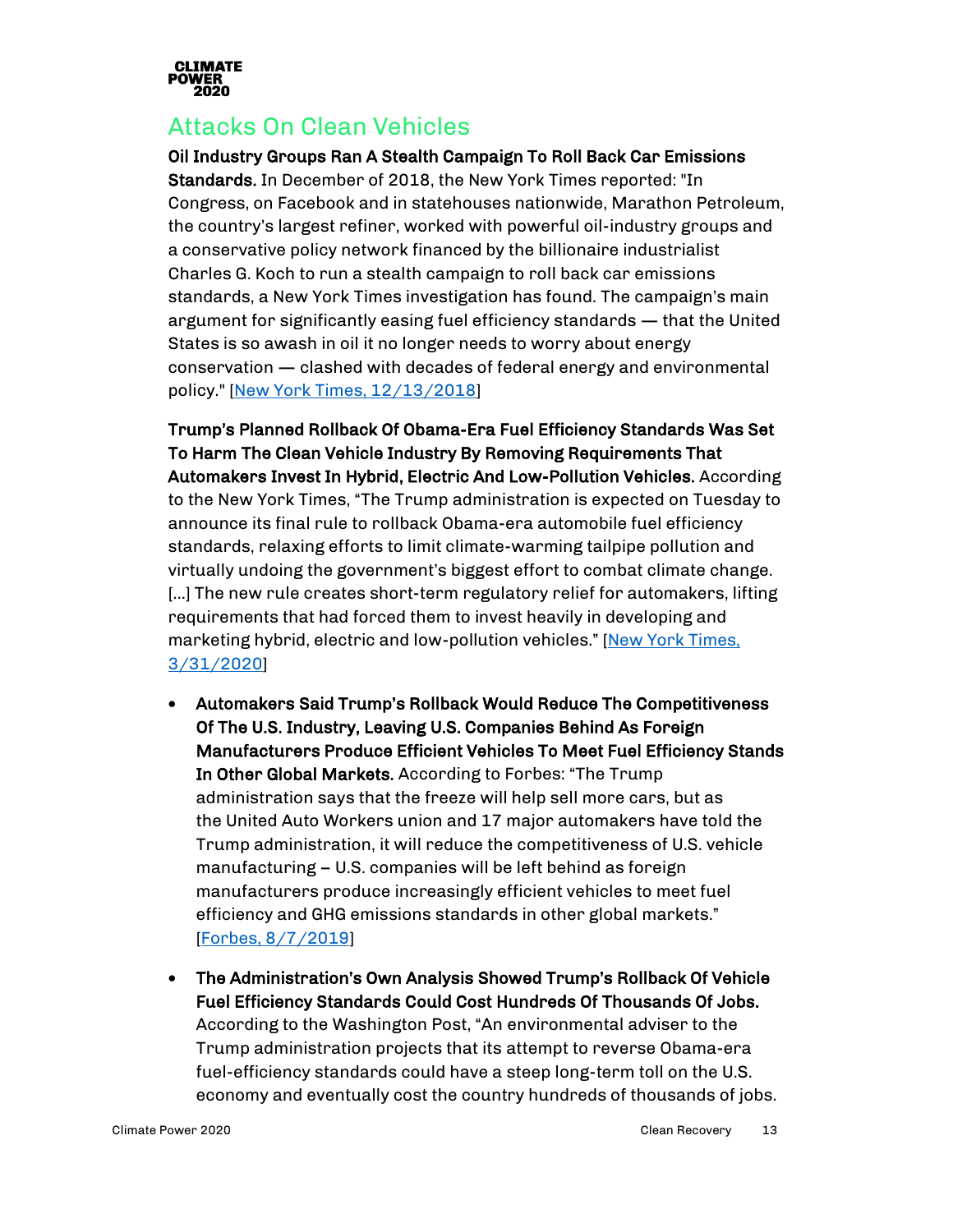## Attacks On Clean Vehicles

**Oil Industry Groups Ran A Stealth Campaign To Roll Back Car Emissions Standards.** In December of 2018, the New York Times reported: "In Congress, on Facebook and in statehouses nationwide, Marathon Petroleum, the country's largest refiner, worked with powerful oil-industry groups and a conservative policy network financed by the billionaire industrialist Charles G. Koch to run a stealth campaign to roll back car emissions standards, a New York Times investigation has found. The campaign's main argument for significantly easing fuel efficiency standards — that the United States is so awash in oil it no longer needs to worry about energy conservation — clashed with decades of federal energy and environmental policy." [New York Times, 12/13/2018]

**Trump's Planned Rollback Of Obama-Era Fuel Efficiency Standards Was Set To Harm The Clean Vehicle Industry By Removing Requirements That Automakers Invest In Hybrid, Electric And Low-Pollution Vehicles.** According to the New York Times, "The Trump administration is expected on Tuesday to announce its final rule to rollback Obama-era automobile fuel efficiency standards, relaxing efforts to limit climate-warming tailpipe pollution and virtually undoing the government's biggest effort to combat climate change. [...] The new rule creates short-term regulatory relief for automakers, lifting requirements that had forced them to invest heavily in developing and marketing hybrid, electric and low-pollution vehicles." [New York Times, 3/31/2020]

- **Automakers Said Trump's Rollback Would Reduce The Competitiveness Of The U.S. Industry, Leaving U.S. Companies Behind As Foreign Manufacturers Produce Efficient Vehicles To Meet Fuel Efficiency Stands In Other Global Markets.** According to Forbes: "The Trump administration says that the freeze will help sell more cars, but as the United Auto Workers union and 17 major automakers have told the Trump administration, it will reduce the competitiveness of U.S. vehicle manufacturing – U.S. companies will be left behind as foreign manufacturers produce increasingly efficient vehicles to meet fuel efficiency and GHG emissions standards in other global markets." [Forbes, 8/7/2019]
- **The Administration's Own Analysis Showed Trump's Rollback Of Vehicle Fuel Efficiency Standards Could Cost Hundreds Of Thousands Of Jobs.** According to the Washington Post, "An environmental adviser to the Trump administration projects that its attempt to reverse Obama-era fuel-efficiency standards could have a steep long-term toll on the U.S. economy and eventually cost the country hundreds of thousands of jobs.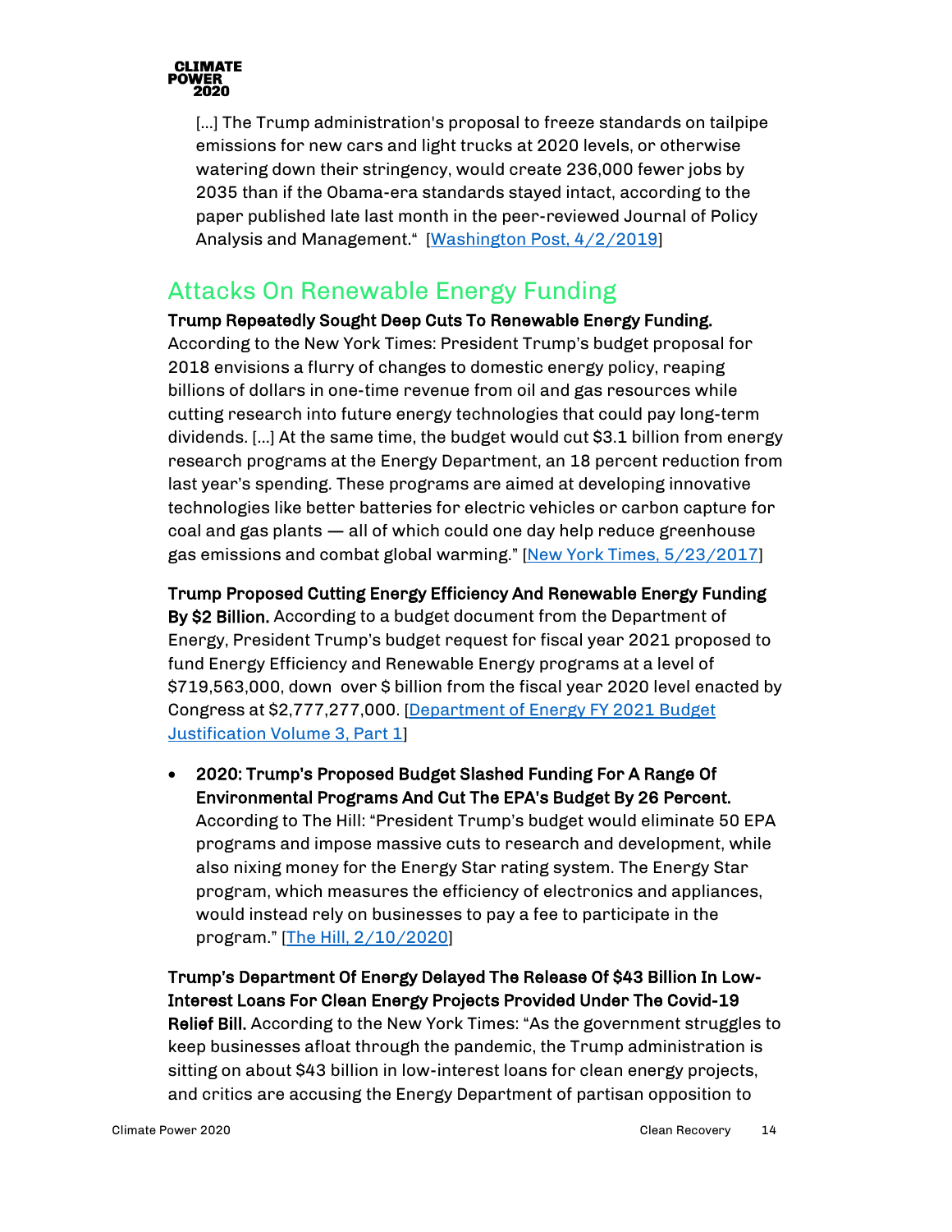[…] The Trump administration's proposal to freeze standards on tailpipe emissions for new cars and light trucks at 2020 levels, or otherwise watering down their stringency, would create 236,000 fewer jobs by 2035 than if the Obama-era standards stayed intact, according to the paper published late last month in the peer-reviewed Journal of Policy Analysis and Management." [Washington Post, 4/2/2019]

## Attacks On Renewable Energy Funding

**Trump Repeatedly Sought Deep Cuts To Renewable Energy Funding.** According to the New York Times: President Trump's budget proposal for 2018 envisions a flurry of changes to domestic energy policy, reaping billions of dollars in one-time revenue from oil and gas resources while cutting research into future energy technologies that could pay long-term dividends. […] At the same time, the budget would cut $3.1 billion from energy research programs at the Energy Department, an 18 percent reduction from last year's spending. These programs are aimed at developing innovative technologies like better batteries for electric vehicles or carbon capture for coal and gas plants — all of which could one day help reduce greenhouse gas emissions and combat global warming." [New York Times, 5/23/2017]

**Trump Proposed Cutting Energy Efficiency And Renewable Energy Funding By $2 Billion.** According to a budget document from the Department of Energy, President Trump's budget request for fiscal year 2021 proposed to fund Energy Efficiency and Renewable Energy programs at a level of $719,563,000, down over $ billion from the fiscal year 2020 level enacted by Congress at $2,777,277,000. [Department of Energy FY 2021 Budget Justification Volume 3, Part 1]

- **2020: Trump's Proposed Budget Slashed Funding For A Range Of Environmental Programs And Cut The EPA's Budget By 26 Percent.** According to The Hill: "President Trump's budget would eliminate 50 EPA programs and impose massive cuts to research and development, while also nixing money for the Energy Star rating system. The Energy Star program, which measures the efficiency of electronics and appliances, would instead rely on businesses to pay a fee to participate in the program." [The Hill, 2/10/2020]

**Trump's Department Of Energy Delayed The Release Of $43 Billion In Low-Interest Loans For Clean Energy Projects Provided Under The Covid-19 Relief Bill.** According to the New York Times: "As the government struggles to keep businesses afloat through the pandemic, the Trump administration is sitting on about $43 billion in low-interest loans for clean energy projects, and critics are accusing the Energy Department of partisan opposition to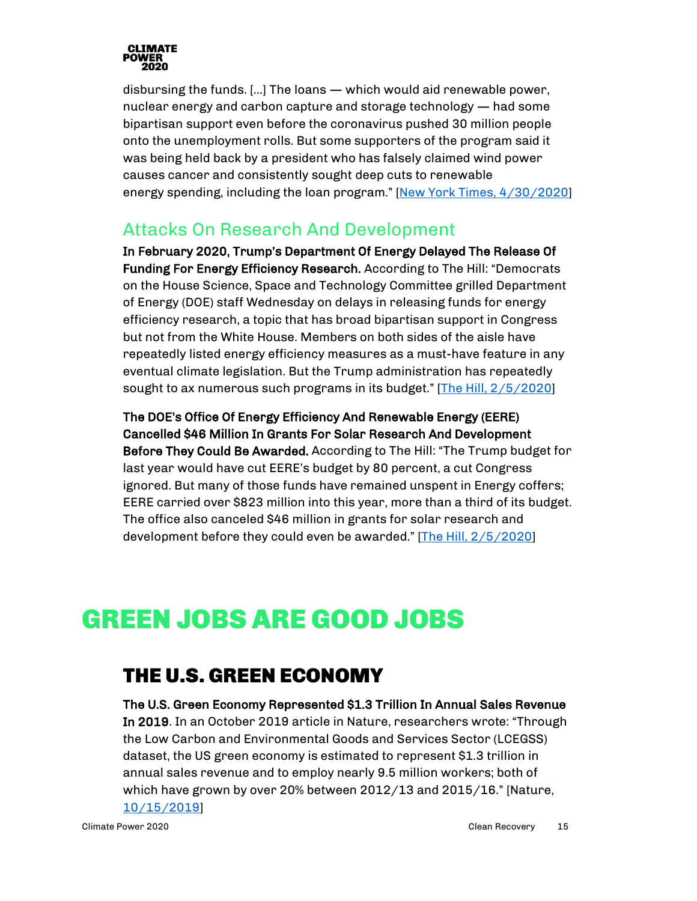disbursing the funds. [...] The loans — which would aid renewable power, nuclear energy and carbon capture and storage technology — had some bipartisan support even before the coronavirus pushed 30 million people onto the unemployment rolls. But some supporters of the program said it was being held back by a president who has falsely claimed wind power causes cancer and consistently sought deep cuts to renewable energy spending, including the loan program." [New York Times, 4/30/2020]

### Attacks On Research And Development

**In February 2020, Trump's Department Of Energy Delayed The Release Of Funding For Energy Efficiency Research.** According to The Hill: "Democrats on the House Science, Space and Technology Committee grilled Department of Energy (DOE) staff Wednesday on delays in releasing funds for energy efficiency research, a topic that has broad bipartisan support in Congress but not from the White House. Members on both sides of the aisle have repeatedly listed energy efficiency measures as a must-have feature in any eventual climate legislation. But the Trump administration has repeatedly sought to ax numerous such programs in its budget." [The Hill, 2/5/2020]

**The DOE's Office Of Energy Efficiency And Renewable Energy (EERE) Cancelled $46 Million In Grants For Solar Research And Development Before They Could Be Awarded.** According to The Hill: "The Trump budget for last year would have cut EERE's budget by 80 percent, a cut Congress ignored. But many of those funds have remained unspent in Energy coffers; EERE carried over $823 million into this year, more than a third of its budget. The office also canceled $46 million in grants for solar research and development before they could even be awarded." [The Hill, 2/5/2020]

# GREEN JOBS ARE GOOD JOBS

## THE U.S. GREEN ECONOMY

**The U.S. Green Economy Represented $1.3 Trillion In Annual Sales Revenue In 2019**. In an October 2019 article in Nature, researchers wrote: "Through the Low Carbon and Environmental Goods and Services Sector (LCEGSS) dataset, the US green economy is estimated to represent $1.3 trillion in annual sales revenue and to employ nearly 9.5 million workers; both of which have grown by over 20% between 2012/13 and 2015/16." [Nature, 10/15/2019]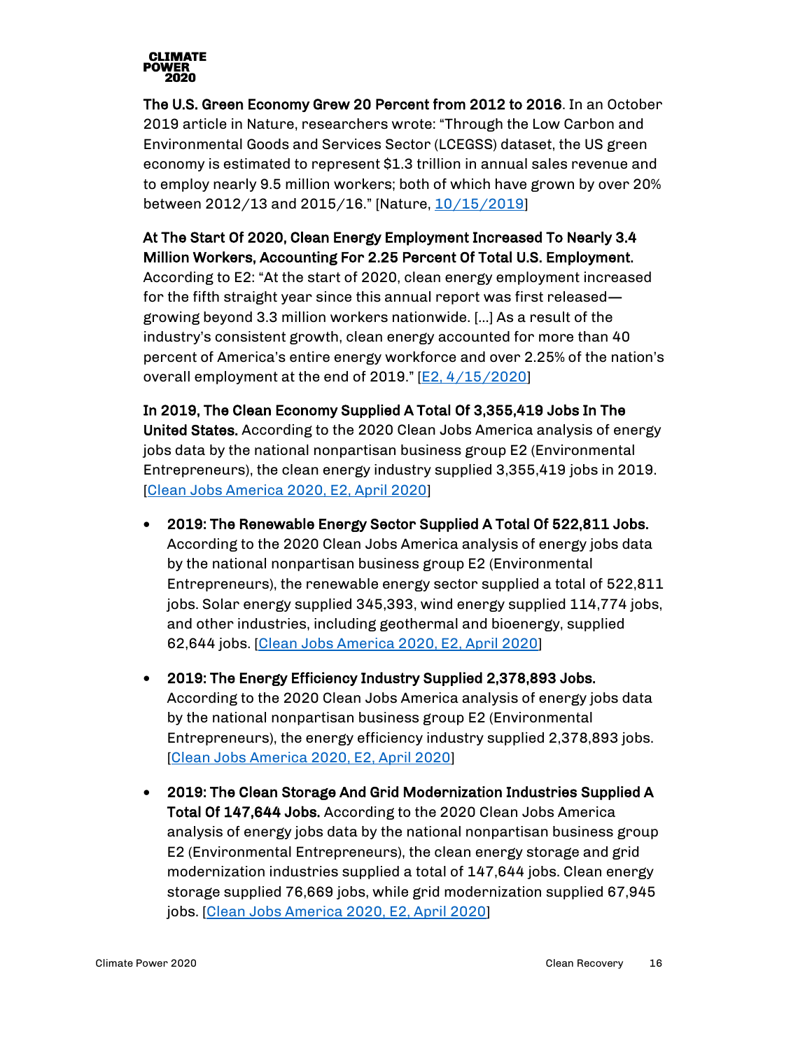**The U.S. Green Economy Grew 20 Percent from 2012 to 2016**. In an October 2019 article in Nature, researchers wrote: "Through the Low Carbon and Environmental Goods and Services Sector (LCEGSS) dataset, the US green economy is estimated to represent $1.3 trillion in annual sales revenue and to employ nearly 9.5 million workers; both of which have grown by over 20% between 2012/13 and 2015/16." [Nature, 10/15/2019]

**At The Start Of 2020, Clean Energy Employment Increased To Nearly 3.4 Million Workers, Accounting For 2.25 Percent Of Total U.S. Employment.** According to E2: "At the start of 2020, clean energy employment increased for the fifth straight year since this annual report was first released—growing beyond 3.3 million workers nationwide. [...] As a result of the industry's consistent growth, clean energy accounted for more than 40 percent of America's entire energy workforce and over 2.25% of the nation's overall employment at the end of 2019." [E2, 4/15/2020]

**In 2019, The Clean Economy Supplied A Total Of 3,355,419 Jobs In The United States.** According to the 2020 Clean Jobs America analysis of energy jobs data by the national nonpartisan business group E2 (Environmental Entrepreneurs), the clean energy industry supplied 3,355,419 jobs in 2019. [Clean Jobs America 2020, E2, April 2020]

- **2019: The Renewable Energy Sector Supplied A Total Of 522,811 Jobs.** According to the 2020 Clean Jobs America analysis of energy jobs data by the national nonpartisan business group E2 (Environmental Entrepreneurs), the renewable energy sector supplied a total of 522,811 jobs. Solar energy supplied 345,393, wind energy supplied 114,774 jobs, and other industries, including geothermal and bioenergy, supplied 62,644 jobs. [Clean Jobs America 2020, E2, April 2020]

- **2019: The Energy Efficiency Industry Supplied 2,378,893 Jobs.** According to the 2020 Clean Jobs America analysis of energy jobs data by the national nonpartisan business group E2 (Environmental Entrepreneurs), the energy efficiency industry supplied 2,378,893 jobs. [Clean Jobs America 2020, E2, April 2020]

- **2019: The Clean Storage And Grid Modernization Industries Supplied A Total Of 147,644 Jobs.** According to the 2020 Clean Jobs America analysis of energy jobs data by the national nonpartisan business group E2 (Environmental Entrepreneurs), the clean energy storage and grid modernization industries supplied a total of 147,644 jobs. Clean energy storage supplied 76,669 jobs, while grid modernization supplied 67,945 jobs. [Clean Jobs America 2020, E2, April 2020]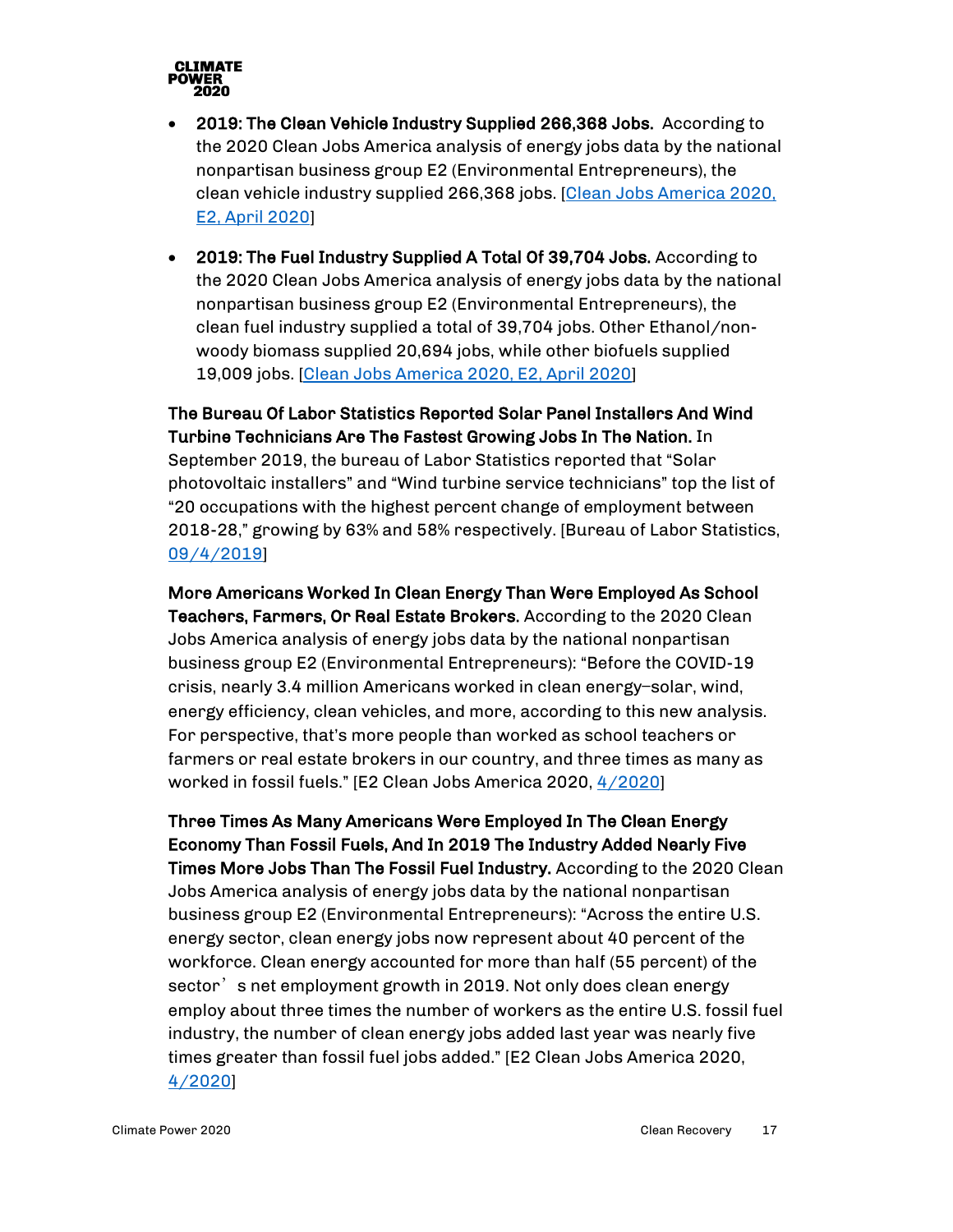- **2019: The Clean Vehicle Industry Supplied 266,368 Jobs.** According to the 2020 Clean Jobs America analysis of energy jobs data by the national nonpartisan business group E2 (Environmental Entrepreneurs), the clean vehicle industry supplied 266,368 jobs. [Clean Jobs America 2020, E2, April 2020]

- **2019: The Fuel Industry Supplied A Total Of 39,704 Jobs.** According to the 2020 Clean Jobs America analysis of energy jobs data by the national nonpartisan business group E2 (Environmental Entrepreneurs), the clean fuel industry supplied a total of 39,704 jobs. Other Ethanol/non-woody biomass supplied 20,694 jobs, while other biofuels supplied 19,009 jobs. [Clean Jobs America 2020, E2, April 2020]

**The Bureau Of Labor Statistics Reported Solar Panel Installers And Wind Turbine Technicians Are The Fastest Growing Jobs In The Nation.** In September 2019, the bureau of Labor Statistics reported that "Solar photovoltaic installers" and "Wind turbine service technicians" top the list of "20 occupations with the highest percent change of employment between 2018-28," growing by 63% and 58% respectively. [Bureau of Labor Statistics, 09/4/2019]

**More Americans Worked In Clean Energy Than Were Employed As School Teachers, Farmers, Or Real Estate Brokers.** According to the 2020 Clean Jobs America analysis of energy jobs data by the national nonpartisan business group E2 (Environmental Entrepreneurs): "Before the COVID-19 crisis, nearly 3.4 million Americans worked in clean energy–solar, wind, energy efficiency, clean vehicles, and more, according to this new analysis. For perspective, that's more people than worked as school teachers or farmers or real estate brokers in our country, and three times as many as worked in fossil fuels." [E2 Clean Jobs America 2020, 4/2020]

**Three Times As Many Americans Were Employed In The Clean Energy Economy Than Fossil Fuels, And In 2019 The Industry Added Nearly Five Times More Jobs Than The Fossil Fuel Industry.** According to the 2020 Clean Jobs America analysis of energy jobs data by the national nonpartisan business group E2 (Environmental Entrepreneurs): "Across the entire U.S. energy sector, clean energy jobs now represent about 40 percent of the workforce. Clean energy accounted for more than half (55 percent) of the sector's net employment growth in 2019. Not only does clean energy employ about three times the number of workers as the entire U.S. fossil fuel industry, the number of clean energy jobs added last year was nearly five times greater than fossil fuel jobs added." [E2 Clean Jobs America 2020, 4/2020]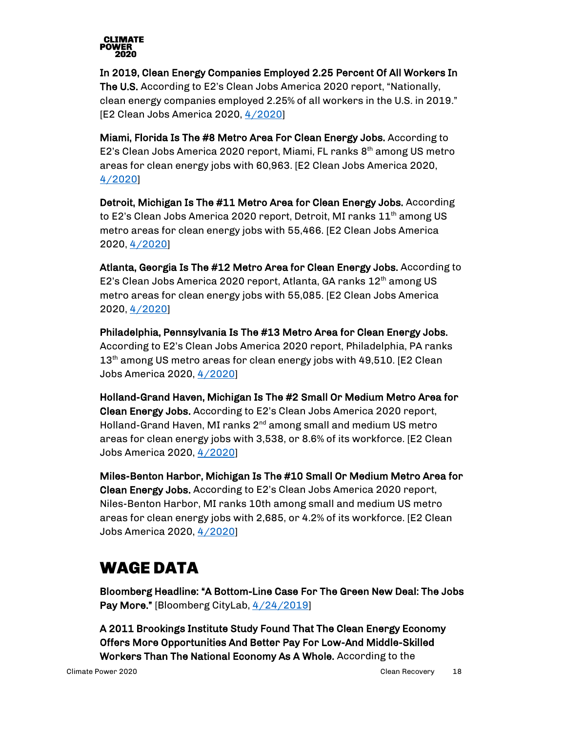**In 2019, Clean Energy Companies Employed 2.25 Percent Of All Workers In The U.S.** According to E2's Clean Jobs America 2020 report, "Nationally, clean energy companies employed 2.25% of all workers in the U.S. in 2019." [E2 Clean Jobs America 2020, 4/2020]

**Miami, Florida Is The #8 Metro Area For Clean Energy Jobs.** According to E2's Clean Jobs America 2020 report, Miami, FL ranks 8th among US metro areas for clean energy jobs with 60,963. [E2 Clean Jobs America 2020, 4/2020]

**Detroit, Michigan Is The #11 Metro Area for Clean Energy Jobs.** According to E2's Clean Jobs America 2020 report, Detroit, MI ranks 11th among US metro areas for clean energy jobs with 55,466. [E2 Clean Jobs America 2020, 4/2020]

**Atlanta, Georgia Is The #12 Metro Area for Clean Energy Jobs.** According to E2's Clean Jobs America 2020 report, Atlanta, GA ranks 12th among US metro areas for clean energy jobs with 55,085. [E2 Clean Jobs America 2020, 4/2020]

**Philadelphia, Pennsylvania Is The #13 Metro Area for Clean Energy Jobs.** According to E2's Clean Jobs America 2020 report, Philadelphia, PA ranks 13th among US metro areas for clean energy jobs with 49,510. [E2 Clean Jobs America 2020, 4/2020]

**Holland-Grand Haven, Michigan Is The #2 Small Or Medium Metro Area for Clean Energy Jobs.** According to E2's Clean Jobs America 2020 report, Holland-Grand Haven, MI ranks 2nd among small and medium US metro areas for clean energy jobs with 3,538, or 8.6% of its workforce. [E2 Clean Jobs America 2020, 4/2020]

**Miles-Benton Harbor, Michigan Is The #10 Small Or Medium Metro Area for Clean Energy Jobs.** According to E2's Clean Jobs America 2020 report, Niles-Benton Harbor, MI ranks 10th among small and medium US metro areas for clean energy jobs with 2,685, or 4.2% of its workforce. [E2 Clean Jobs America 2020, 4/2020]

# WAGE DATA

**Bloomberg Headline: "A Bottom-Line Case For The Green New Deal: The Jobs Pay More."** [Bloomberg CityLab, 4/24/2019]

**A 2011 Brookings Institute Study Found That The Clean Energy Economy Offers More Opportunities And Better Pay For Low-And Middle-Skilled Workers Than The National Economy As A Whole.** According to the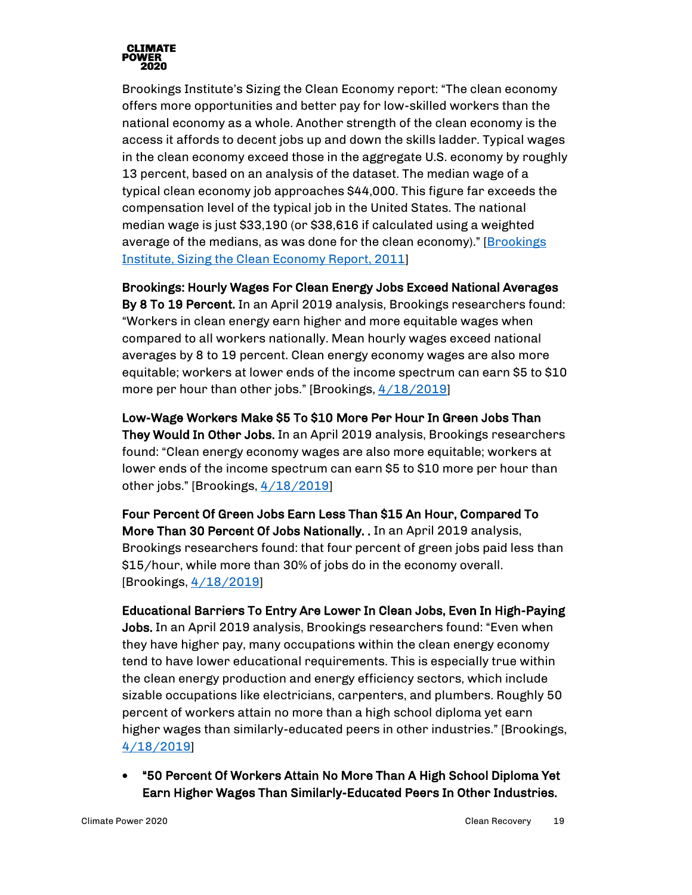Brookings Institute's Sizing the Clean Economy report: "The clean economy offers more opportunities and better pay for low-skilled workers than the national economy as a whole. Another strength of the clean economy is the access it affords to decent jobs up and down the skills ladder. Typical wages in the clean economy exceed those in the aggregate U.S. economy by roughly 13 percent, based on an analysis of the dataset. The median wage of a typical clean economy job approaches $44,000. This figure far exceeds the compensation level of the typical job in the United States. The national median wage is just $33,190 (or $38,616 if calculated using a weighted average of the medians, as was done for the clean economy)." [Brookings Institute, Sizing the Clean Economy Report, 2011]

**Brookings: Hourly Wages For Clean Energy Jobs Exceed National Averages By 8 To 19 Percent.** In an April 2019 analysis, Brookings researchers found: "Workers in clean energy earn higher and more equitable wages when compared to all workers nationally. Mean hourly wages exceed national averages by 8 to 19 percent. Clean energy economy wages are also more equitable; workers at lower ends of the income spectrum can earn $5 to $10 more per hour than other jobs." [Brookings, 4/18/2019]

**Low-Wage Workers Make $5 To $10 More Per Hour In Green Jobs Than They Would In Other Jobs.** In an April 2019 analysis, Brookings researchers found: "Clean energy economy wages are also more equitable; workers at lower ends of the income spectrum can earn $5 to $10 more per hour than other jobs." [Brookings, 4/18/2019]

**Four Percent Of Green Jobs Earn Less Than $15 An Hour, Compared To More Than 30 Percent Of Jobs Nationally. .** In an April 2019 analysis, Brookings researchers found: that four percent of green jobs paid less than $15/hour, while more than 30% of jobs do in the economy overall. [Brookings, 4/18/2019]

**Educational Barriers To Entry Are Lower In Clean Jobs, Even In High-Paying Jobs.** In an April 2019 analysis, Brookings researchers found: "Even when they have higher pay, many occupations within the clean energy economy tend to have lower educational requirements. This is especially true within the clean energy production and energy efficiency sectors, which include sizable occupations like electricians, carpenters, and plumbers. Roughly 50 percent of workers attain no more than a high school diploma yet earn higher wages than similarly-educated peers in other industries." [Brookings, 4/18/2019]

- **"50 Percent Of Workers Attain No More Than A High School Diploma Yet Earn Higher Wages Than Similarly-Educated Peers In Other Industries.**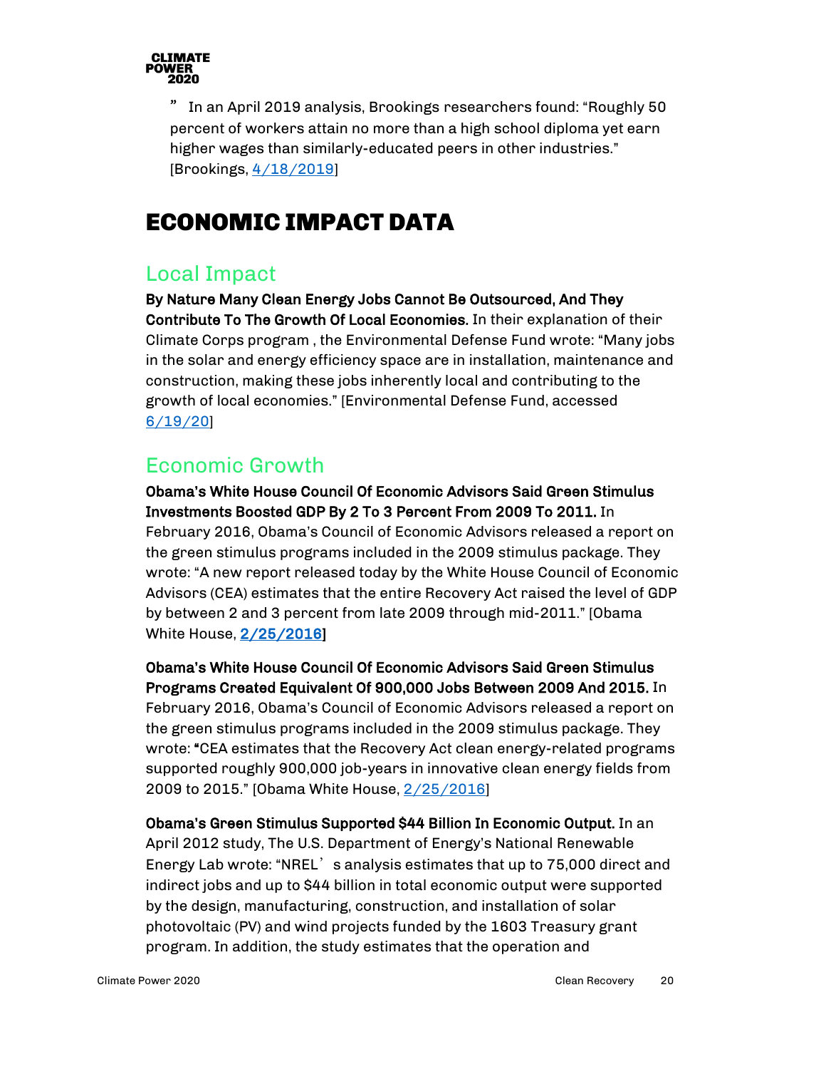” In an April 2019 analysis, Brookings researchers found: “Roughly 50 percent of workers attain no more than a high school diploma yet earn higher wages than similarly-educated peers in other industries.” [Brookings, 4/18/2019]

# ECONOMIC IMPACT DATA

## Local Impact

**By Nature Many Clean Energy Jobs Cannot Be Outsourced, And They Contribute To The Growth Of Local Economies.** In their explanation of their Climate Corps program , the Environmental Defense Fund wrote: “Many jobs in the solar and energy efficiency space are in installation, maintenance and construction, making these jobs inherently local and contributing to the growth of local economies.” [Environmental Defense Fund, accessed 6/19/20]

## Economic Growth

**Obama’s White House Council Of Economic Advisors Said Green Stimulus Investments Boosted GDP By 2 To 3 Percent From 2009 To 2011.** In February 2016, Obama’s Council of Economic Advisors released a report on the green stimulus programs included in the 2009 stimulus package. They wrote: “A new report released today by the White House Council of Economic Advisors (CEA) estimates that the entire Recovery Act raised the level of GDP by between 2 and 3 percent from late 2009 through mid-2011.” [Obama White House, **2/25/2016**]

**Obama’s White House Council Of Economic Advisors Said Green Stimulus Programs Created Equivalent Of 900,000 Jobs Between 2009 And 2015.** In February 2016, Obama’s Council of Economic Advisors released a report on the green stimulus programs included in the 2009 stimulus package. They wrote: **“**CEA estimates that the Recovery Act clean energy-related programs supported roughly 900,000 job-years in innovative clean energy fields from 2009 to 2015.” [Obama White House, 2/25/2016]

**Obama’s Green Stimulus Supported $44 Billion In Economic Output.** In an April 2012 study, The U.S. Department of Energy’s National Renewable Energy Lab wrote: “NREL’s analysis estimates that up to 75,000 direct and indirect jobs and up to $44 billion in total economic output were supported by the design, manufacturing, construction, and installation of solar photovoltaic (PV) and wind projects funded by the 1603 Treasury grant program. In addition, the study estimates that the operation and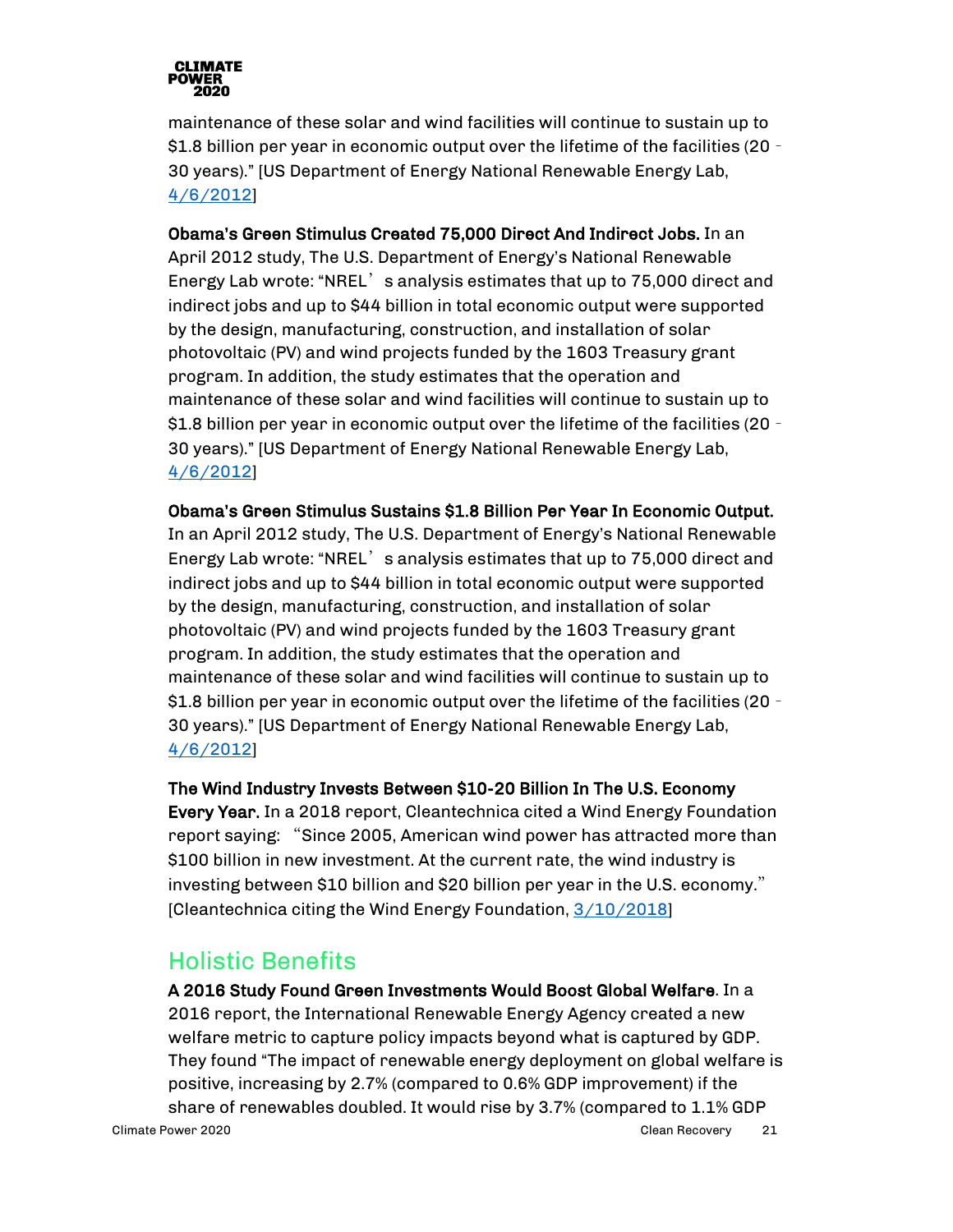maintenance of these solar and wind facilities will continue to sustain up to $1.8 billion per year in economic output over the lifetime of the facilities (20 - 30 years)." [US Department of Energy National Renewable Energy Lab, 4/6/2012]

**Obama's Green Stimulus Created 75,000 Direct And Indirect Jobs.** In an April 2012 study, The U.S. Department of Energy's National Renewable Energy Lab wrote: "NREL's analysis estimates that up to 75,000 direct and indirect jobs and up to $44 billion in total economic output were supported by the design, manufacturing, construction, and installation of solar photovoltaic (PV) and wind projects funded by the 1603 Treasury grant program. In addition, the study estimates that the operation and maintenance of these solar and wind facilities will continue to sustain up to $1.8 billion per year in economic output over the lifetime of the facilities (20 - 30 years)." [US Department of Energy National Renewable Energy Lab, 4/6/2012]

**Obama's Green Stimulus Sustains $1.8 Billion Per Year In Economic Output.** In an April 2012 study, The U.S. Department of Energy's National Renewable Energy Lab wrote: "NREL's analysis estimates that up to 75,000 direct and indirect jobs and up to $44 billion in total economic output were supported by the design, manufacturing, construction, and installation of solar photovoltaic (PV) and wind projects funded by the 1603 Treasury grant program. In addition, the study estimates that the operation and maintenance of these solar and wind facilities will continue to sustain up to $1.8 billion per year in economic output over the lifetime of the facilities (20 - 30 years)." [US Department of Energy National Renewable Energy Lab, 4/6/2012]

**The Wind Industry Invests Between $10-20 Billion In The U.S. Economy Every Year.** In a 2018 report, Cleantechnica cited a Wind Energy Foundation report saying: "Since 2005, American wind power has attracted more than $100 billion in new investment. At the current rate, the wind industry is investing between $10 billion and $20 billion per year in the U.S. economy." [Cleantechnica citing the Wind Energy Foundation, 3/10/2018]

## Holistic Benefits

**A 2016 Study Found Green Investments Would Boost Global Welfare**. In a 2016 report, the International Renewable Energy Agency created a new welfare metric to capture policy impacts beyond what is captured by GDP. They found "The impact of renewable energy deployment on global welfare is positive, increasing by 2.7% (compared to 0.6% GDP improvement) if the share of renewables doubled. It would rise by 3.7% (compared to 1.1% GDP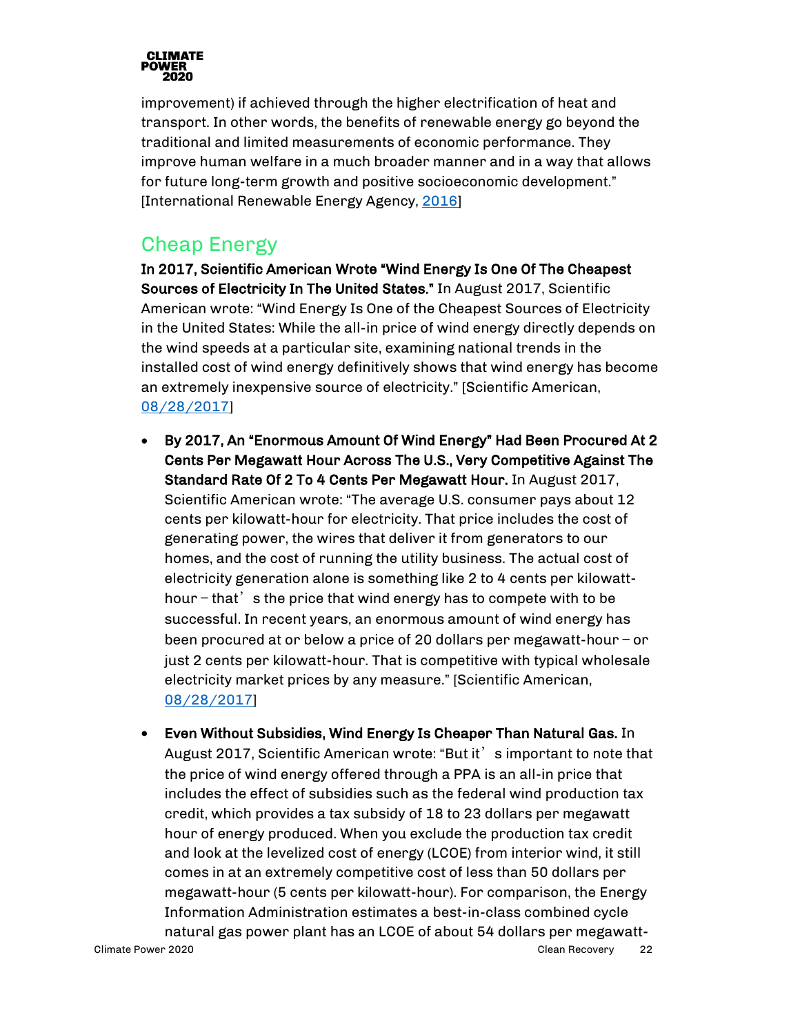improvement) if achieved through the higher electrification of heat and transport. In other words, the benefits of renewable energy go beyond the traditional and limited measurements of economic performance. They improve human welfare in a much broader manner and in a way that allows for future long-term growth and positive socioeconomic development." [International Renewable Energy Agency, 2016]

## Cheap Energy

**In 2017, Scientific American Wrote "Wind Energy Is One Of The Cheapest Sources of Electricity In The United States."** In August 2017, Scientific American wrote: "Wind Energy Is One of the Cheapest Sources of Electricity in the United States: While the all-in price of wind energy directly depends on the wind speeds at a particular site, examining national trends in the installed cost of wind energy definitively shows that wind energy has become an extremely inexpensive source of electricity." [Scientific American, 08/28/2017]

- **By 2017, An "Enormous Amount Of Wind Energy" Had Been Procured At 2 Cents Per Megawatt Hour Across The U.S., Very Competitive Against The Standard Rate Of 2 To 4 Cents Per Megawatt Hour.** In August 2017, Scientific American wrote: "The average U.S. consumer pays about 12 cents per kilowatt-hour for electricity. That price includes the cost of generating power, the wires that deliver it from generators to our homes, and the cost of running the utility business. The actual cost of electricity generation alone is something like 2 to 4 cents per kilowatt-hour – that's the price that wind energy has to compete with to be successful. In recent years, an enormous amount of wind energy has been procured at or below a price of 20 dollars per megawatt-hour – or just 2 cents per kilowatt-hour. That is competitive with typical wholesale electricity market prices by any measure." [Scientific American, 08/28/2017]

- **Even Without Subsidies, Wind Energy Is Cheaper Than Natural Gas.** In August 2017, Scientific American wrote: "But it's important to note that the price of wind energy offered through a PPA is an all-in price that includes the effect of subsidies such as the federal wind production tax credit, which provides a tax subsidy of 18 to 23 dollars per megawatt hour of energy produced. When you exclude the production tax credit and look at the levelized cost of energy (LCOE) from interior wind, it still comes in at an extremely competitive cost of less than 50 dollars per megawatt-hour (5 cents per kilowatt-hour). For comparison, the Energy Information Administration estimates a best-in-class combined cycle natural gas power plant has an LCOE of about 54 dollars per megawatt-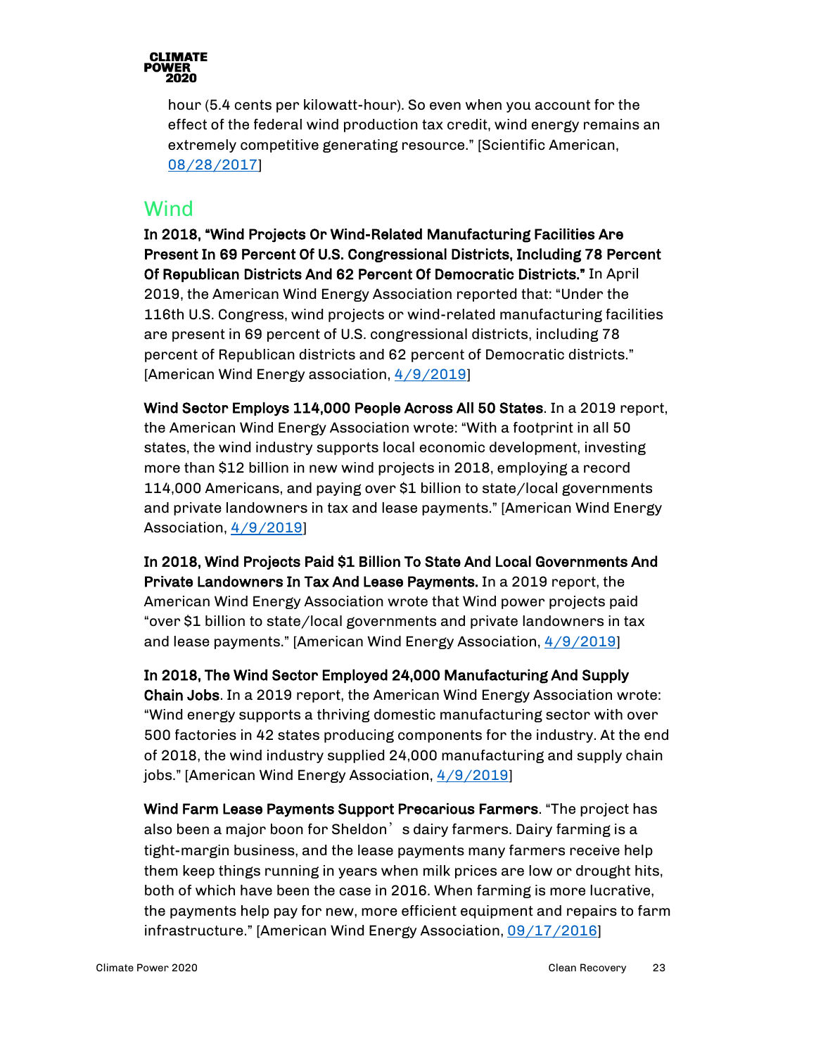hour (5.4 cents per kilowatt-hour). So even when you account for the effect of the federal wind production tax credit, wind energy remains an extremely competitive generating resource." [Scientific American, 08/28/2017]

## Wind

**In 2018, "Wind Projects Or Wind-Related Manufacturing Facilities Are Present In 69 Percent Of U.S. Congressional Districts, Including 78 Percent Of Republican Districts And 62 Percent Of Democratic Districts."** In April 2019, the American Wind Energy Association reported that: "Under the 116th U.S. Congress, wind projects or wind-related manufacturing facilities are present in 69 percent of U.S. congressional districts, including 78 percent of Republican districts and 62 percent of Democratic districts." [American Wind Energy association, 4/9/2019]

**Wind Sector Employs 114,000 People Across All 50 States**. In a 2019 report, the American Wind Energy Association wrote: "With a footprint in all 50 states, the wind industry supports local economic development, investing more than $12 billion in new wind projects in 2018, employing a record 114,000 Americans, and paying over $1 billion to state/local governments and private landowners in tax and lease payments." [American Wind Energy Association, 4/9/2019]

**In 2018, Wind Projects Paid $1 Billion To State And Local Governments And Private Landowners In Tax And Lease Payments.** In a 2019 report, the American Wind Energy Association wrote that Wind power projects paid "over $1 billion to state/local governments and private landowners in tax and lease payments." [American Wind Energy Association, 4/9/2019]

**In 2018, The Wind Sector Employed 24,000 Manufacturing And Supply Chain Jobs**. In a 2019 report, the American Wind Energy Association wrote: "Wind energy supports a thriving domestic manufacturing sector with over 500 factories in 42 states producing components for the industry. At the end of 2018, the wind industry supplied 24,000 manufacturing and supply chain jobs." [American Wind Energy Association, 4/9/2019]

**Wind Farm Lease Payments Support Precarious Farmers**. "The project has also been a major boon for Sheldon's dairy farmers. Dairy farming is a tight-margin business, and the lease payments many farmers receive help them keep things running in years when milk prices are low or drought hits, both of which have been the case in 2016. When farming is more lucrative, the payments help pay for new, more efficient equipment and repairs to farm infrastructure." [American Wind Energy Association, 09/17/2016]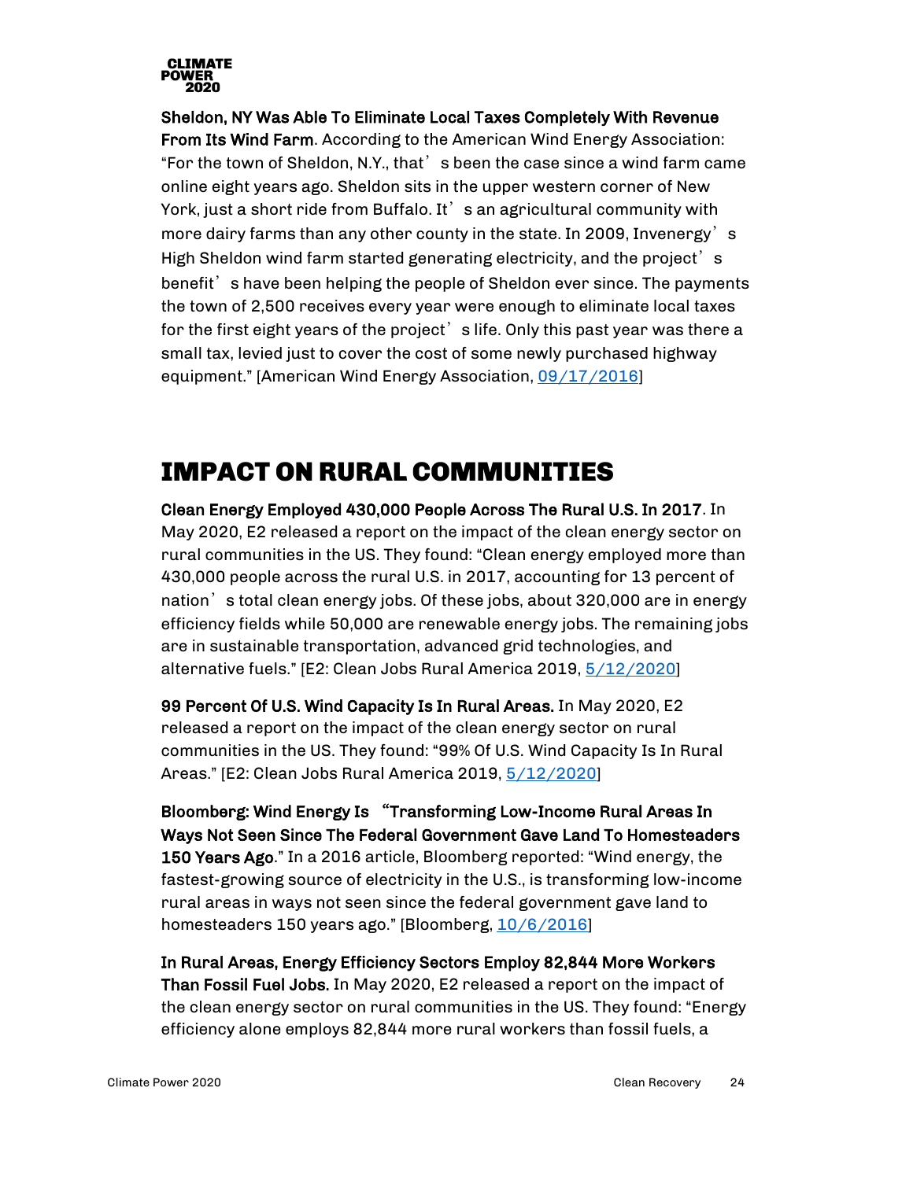**Sheldon, NY Was Able To Eliminate Local Taxes Completely With Revenue From Its Wind Farm**. According to the American Wind Energy Association: "For the town of Sheldon, N.Y., that's been the case since a wind farm came online eight years ago. Sheldon sits in the upper western corner of New York, just a short ride from Buffalo. It's an agricultural community with more dairy farms than any other county in the state. In 2009, Invenergy's High Sheldon wind farm started generating electricity, and the project's benefit's have been helping the people of Sheldon ever since. The payments the town of 2,500 receives every year were enough to eliminate local taxes for the first eight years of the project's life. Only this past year was there a small tax, levied just to cover the cost of some newly purchased highway equipment." [American Wind Energy Association, 09/17/2016]

# IMPACT ON RURAL COMMUNITIES

**Clean Energy Employed 430,000 People Across The Rural U.S. In 2017**. In May 2020, E2 released a report on the impact of the clean energy sector on rural communities in the US. They found: "Clean energy employed more than 430,000 people across the rural U.S. in 2017, accounting for 13 percent of nation's total clean energy jobs. Of these jobs, about 320,000 are in energy efficiency fields while 50,000 are renewable energy jobs. The remaining jobs are in sustainable transportation, advanced grid technologies, and alternative fuels." [E2: Clean Jobs Rural America 2019, 5/12/2020]

**99 Percent Of U.S. Wind Capacity Is In Rural Areas.** In May 2020, E2 released a report on the impact of the clean energy sector on rural communities in the US. They found: "99% Of U.S. Wind Capacity Is In Rural Areas." [E2: Clean Jobs Rural America 2019, 5/12/2020]

**Bloomberg: Wind Energy Is "Transforming Low-Income Rural Areas In Ways Not Seen Since The Federal Government Gave Land To Homesteaders 150 Years Ago**." In a 2016 article, Bloomberg reported: "Wind energy, the fastest-growing source of electricity in the U.S., is transforming low-income rural areas in ways not seen since the federal government gave land to homesteaders 150 years ago." [Bloomberg, 10/6/2016]

**In Rural Areas, Energy Efficiency Sectors Employ 82,844 More Workers Than Fossil Fuel Jobs.** In May 2020, E2 released a report on the impact of the clean energy sector on rural communities in the US. They found: "Energy efficiency alone employs 82,844 more rural workers than fossil fuels, a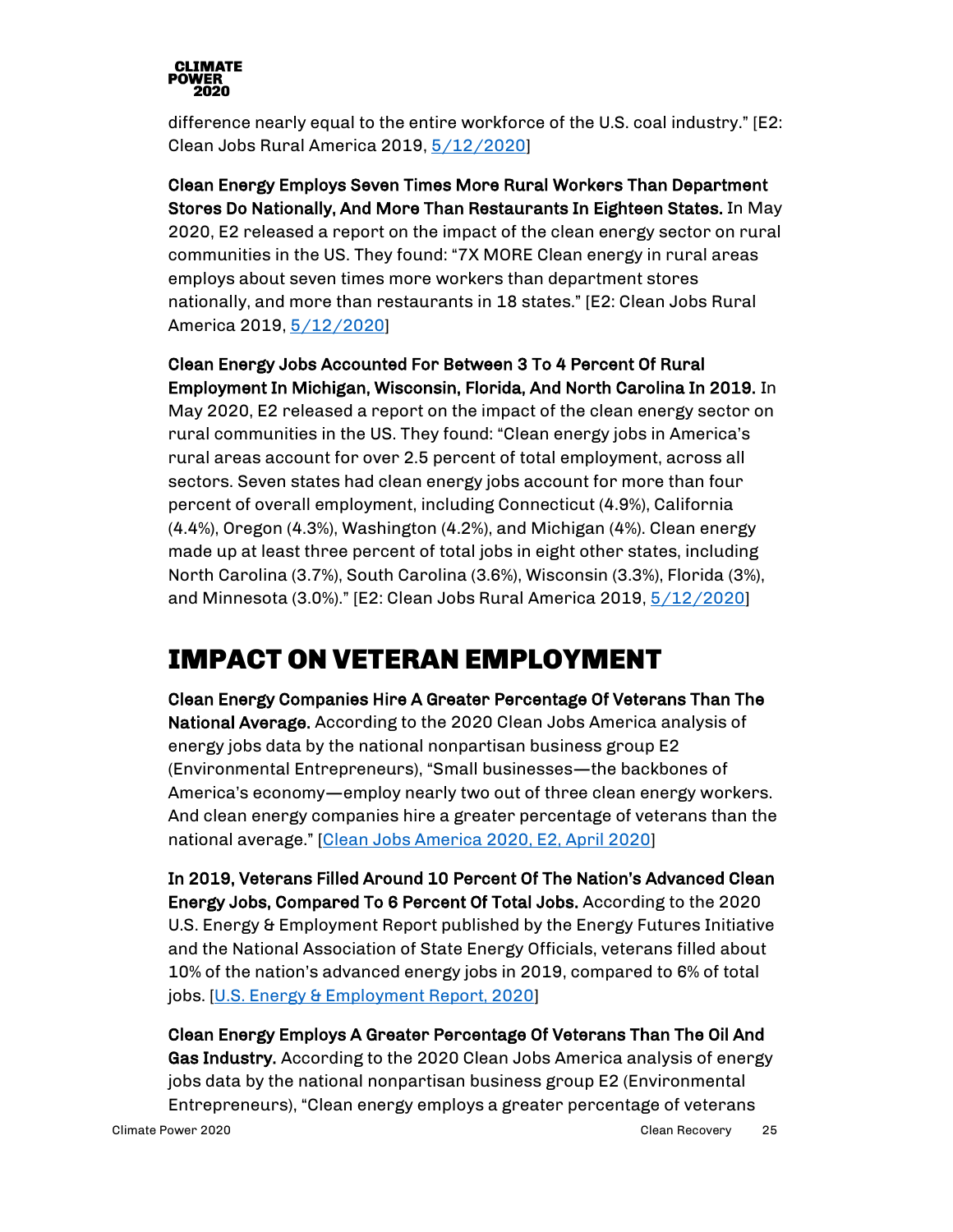difference nearly equal to the entire workforce of the U.S. coal industry." [E2: Clean Jobs Rural America 2019, 5/12/2020]

**Clean Energy Employs Seven Times More Rural Workers Than Department Stores Do Nationally, And More Than Restaurants In Eighteen States.** In May 2020, E2 released a report on the impact of the clean energy sector on rural communities in the US. They found: "7X MORE Clean energy in rural areas employs about seven times more workers than department stores nationally, and more than restaurants in 18 states." [E2: Clean Jobs Rural America 2019, 5/12/2020]

**Clean Energy Jobs Accounted For Between 3 To 4 Percent Of Rural Employment In Michigan, Wisconsin, Florida, And North Carolina In 2019.** In May 2020, E2 released a report on the impact of the clean energy sector on rural communities in the US. They found: "Clean energy jobs in America's rural areas account for over 2.5 percent of total employment, across all sectors. Seven states had clean energy jobs account for more than four percent of overall employment, including Connecticut (4.9%), California (4.4%), Oregon (4.3%), Washington (4.2%), and Michigan (4%). Clean energy made up at least three percent of total jobs in eight other states, including North Carolina (3.7%), South Carolina (3.6%), Wisconsin (3.3%), Florida (3%), and Minnesota (3.0%)." [E2: Clean Jobs Rural America 2019, 5/12/2020]

# IMPACT ON VETERAN EMPLOYMENT

**Clean Energy Companies Hire A Greater Percentage Of Veterans Than The National Average.** According to the 2020 Clean Jobs America analysis of energy jobs data by the national nonpartisan business group E2 (Environmental Entrepreneurs), "Small businesses—the backbones of America's economy—employ nearly two out of three clean energy workers. And clean energy companies hire a greater percentage of veterans than the national average." [Clean Jobs America 2020, E2, April 2020]

**In 2019, Veterans Filled Around 10 Percent Of The Nation's Advanced Clean Energy Jobs, Compared To 6 Percent Of Total Jobs.** According to the 2020 U.S. Energy & Employment Report published by the Energy Futures Initiative and the National Association of State Energy Officials, veterans filled about 10% of the nation's advanced energy jobs in 2019, compared to 6% of total jobs. [U.S. Energy & Employment Report, 2020]

**Clean Energy Employs A Greater Percentage Of Veterans Than The Oil And Gas Industry.** According to the 2020 Clean Jobs America analysis of energy jobs data by the national nonpartisan business group E2 (Environmental Entrepreneurs), "Clean energy employs a greater percentage of veterans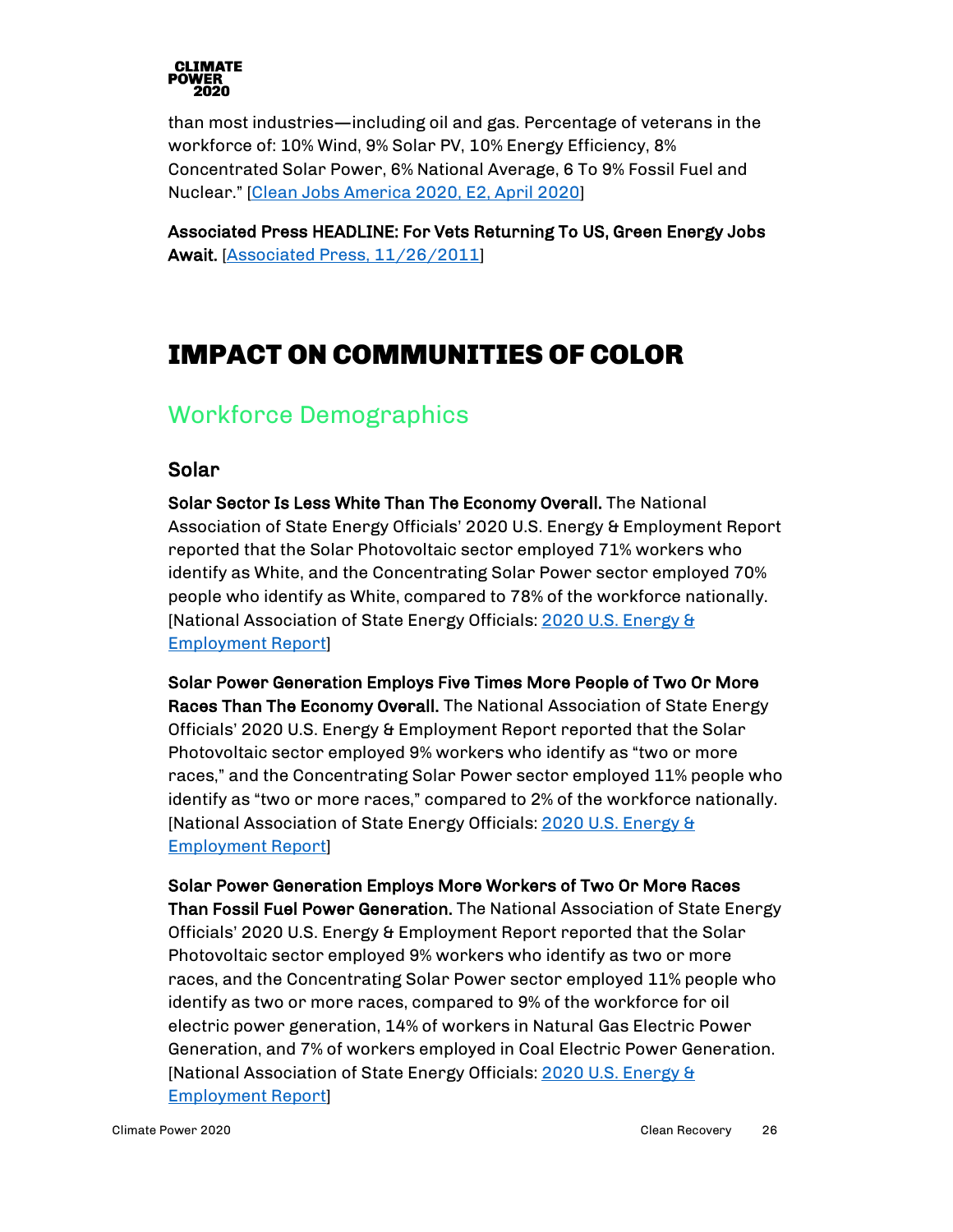than most industries—including oil and gas. Percentage of veterans in the workforce of: 10% Wind, 9% Solar PV, 10% Energy Efficiency, 8% Concentrated Solar Power, 6% National Average, 6 To 9% Fossil Fuel and Nuclear." [Clean Jobs America 2020, E2, April 2020]

**Associated Press HEADLINE: For Vets Returning To US, Green Energy Jobs Await.** [Associated Press, 11/26/2011]

# IMPACT ON COMMUNITIES OF COLOR

## Workforce Demographics

### Solar

**Solar Sector Is Less White Than The Economy Overall.** The National Association of State Energy Officials' 2020 U.S. Energy & Employment Report reported that the Solar Photovoltaic sector employed 71% workers who identify as White, and the Concentrating Solar Power sector employed 70% people who identify as White, compared to 78% of the workforce nationally. [National Association of State Energy Officials: 2020 U.S. Energy & Employment Report]

**Solar Power Generation Employs Five Times More People of Two Or More Races Than The Economy Overall.** The National Association of State Energy Officials' 2020 U.S. Energy & Employment Report reported that the Solar Photovoltaic sector employed 9% workers who identify as "two or more races," and the Concentrating Solar Power sector employed 11% people who identify as "two or more races," compared to 2% of the workforce nationally. [National Association of State Energy Officials: 2020 U.S. Energy & Employment Report]

**Solar Power Generation Employs More Workers of Two Or More Races Than Fossil Fuel Power Generation.** The National Association of State Energy Officials' 2020 U.S. Energy & Employment Report reported that the Solar Photovoltaic sector employed 9% workers who identify as two or more races, and the Concentrating Solar Power sector employed 11% people who identify as two or more races, compared to 9% of the workforce for oil electric power generation, 14% of workers in Natural Gas Electric Power Generation, and 7% of workers employed in Coal Electric Power Generation. [National Association of State Energy Officials: 2020 U.S. Energy & Employment Report]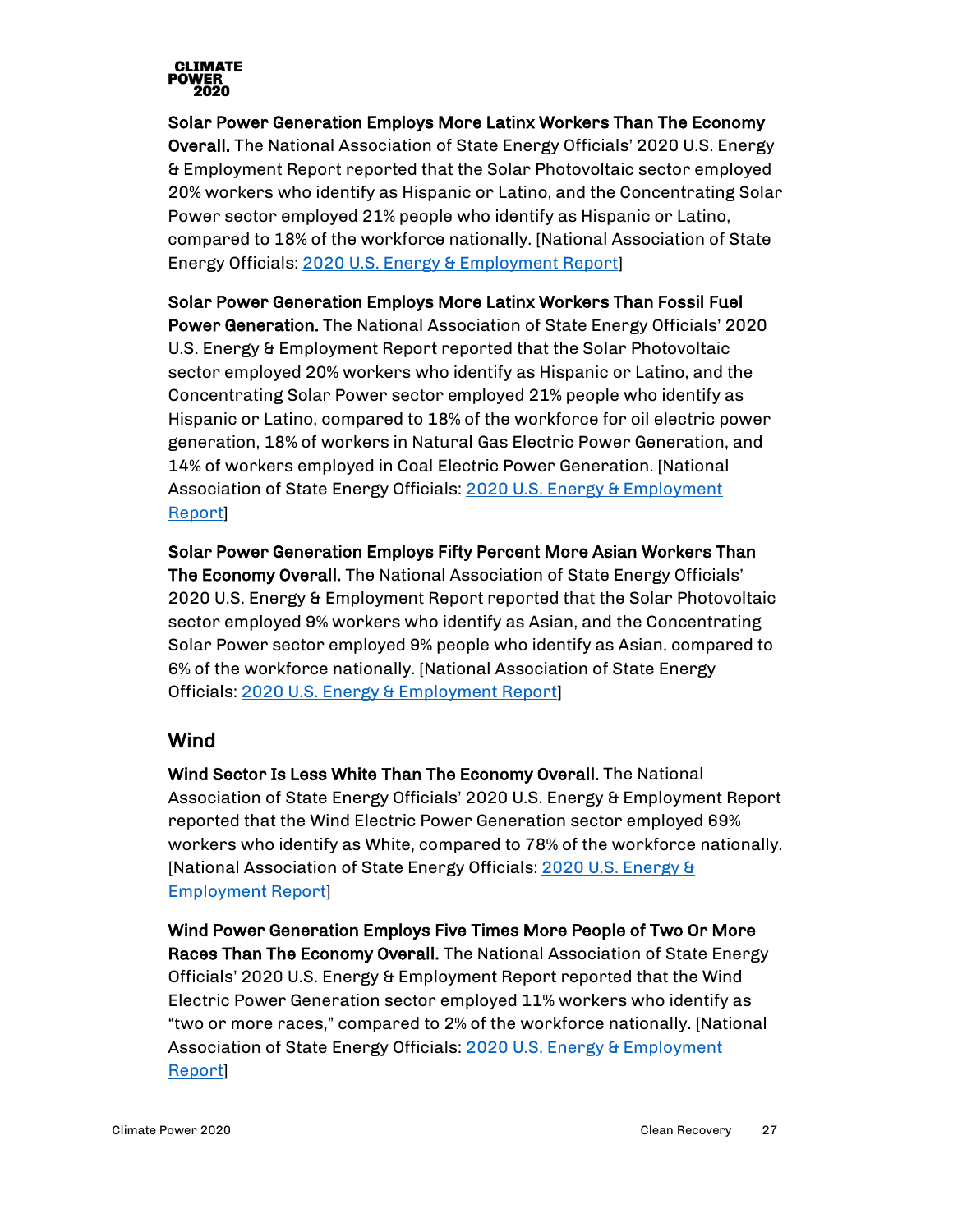**Solar Power Generation Employs More Latinx Workers Than The Economy Overall.** The National Association of State Energy Officials' 2020 U.S. Energy & Employment Report reported that the Solar Photovoltaic sector employed 20% workers who identify as Hispanic or Latino, and the Concentrating Solar Power sector employed 21% people who identify as Hispanic or Latino, compared to 18% of the workforce nationally. [National Association of State Energy Officials: 2020 U.S. Energy & Employment Report]

**Solar Power Generation Employs More Latinx Workers Than Fossil Fuel Power Generation.** The National Association of State Energy Officials' 2020 U.S. Energy & Employment Report reported that the Solar Photovoltaic sector employed 20% workers who identify as Hispanic or Latino, and the Concentrating Solar Power sector employed 21% people who identify as Hispanic or Latino, compared to 18% of the workforce for oil electric power generation, 18% of workers in Natural Gas Electric Power Generation, and 14% of workers employed in Coal Electric Power Generation. [National Association of State Energy Officials: 2020 U.S. Energy & Employment Report]

**Solar Power Generation Employs Fifty Percent More Asian Workers Than The Economy Overall.** The National Association of State Energy Officials' 2020 U.S. Energy & Employment Report reported that the Solar Photovoltaic sector employed 9% workers who identify as Asian, and the Concentrating Solar Power sector employed 9% people who identify as Asian, compared to 6% of the workforce nationally. [National Association of State Energy Officials: 2020 U.S. Energy & Employment Report]

## Wind

**Wind Sector Is Less White Than The Economy Overall.** The National Association of State Energy Officials' 2020 U.S. Energy & Employment Report reported that the Wind Electric Power Generation sector employed 69% workers who identify as White, compared to 78% of the workforce nationally. [National Association of State Energy Officials: 2020 U.S. Energy & Employment Report]

**Wind Power Generation Employs Five Times More People of Two Or More Races Than The Economy Overall.** The National Association of State Energy Officials' 2020 U.S. Energy & Employment Report reported that the Wind Electric Power Generation sector employed 11% workers who identify as "two or more races," compared to 2% of the workforce nationally. [National Association of State Energy Officials: 2020 U.S. Energy & Employment Report]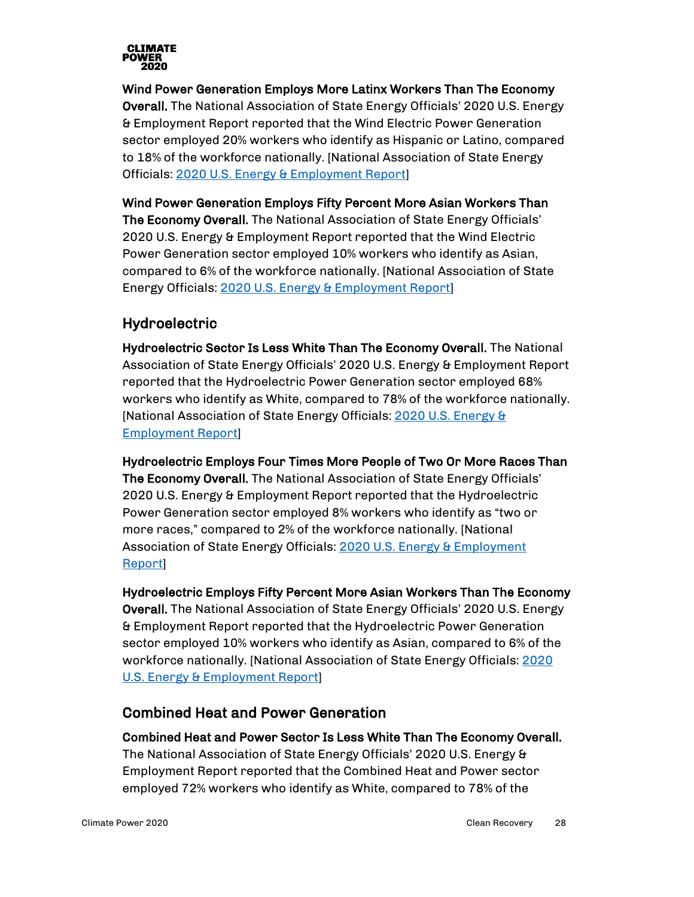**Wind Power Generation Employs More Latinx Workers Than The Economy Overall.** The National Association of State Energy Officials' 2020 U.S. Energy & Employment Report reported that the Wind Electric Power Generation sector employed 20% workers who identify as Hispanic or Latino, compared to 18% of the workforce nationally. [National Association of State Energy Officials: 2020 U.S. Energy & Employment Report]

**Wind Power Generation Employs Fifty Percent More Asian Workers Than The Economy Overall.** The National Association of State Energy Officials' 2020 U.S. Energy & Employment Report reported that the Wind Electric Power Generation sector employed 10% workers who identify as Asian, compared to 6% of the workforce nationally. [National Association of State Energy Officials: 2020 U.S. Energy & Employment Report]

## Hydroelectric

**Hydroelectric Sector Is Less White Than The Economy Overall.** The National Association of State Energy Officials' 2020 U.S. Energy & Employment Report reported that the Hydroelectric Power Generation sector employed 68% workers who identify as White, compared to 78% of the workforce nationally. [National Association of State Energy Officials: 2020 U.S. Energy & Employment Report]

**Hydroelectric Employs Four Times More People of Two Or More Races Than The Economy Overall.** The National Association of State Energy Officials' 2020 U.S. Energy & Employment Report reported that the Hydroelectric Power Generation sector employed 8% workers who identify as "two or more races," compared to 2% of the workforce nationally. [National Association of State Energy Officials: 2020 U.S. Energy & Employment Report]

**Hydroelectric Employs Fifty Percent More Asian Workers Than The Economy Overall.** The National Association of State Energy Officials' 2020 U.S. Energy & Employment Report reported that the Hydroelectric Power Generation sector employed 10% workers who identify as Asian, compared to 6% of the workforce nationally. [National Association of State Energy Officials: 2020 U.S. Energy & Employment Report]

## Combined Heat and Power Generation

**Combined Heat and Power Sector Is Less White Than The Economy Overall.** The National Association of State Energy Officials' 2020 U.S. Energy & Employment Report reported that the Combined Heat and Power sector employed 72% workers who identify as White, compared to 78% of the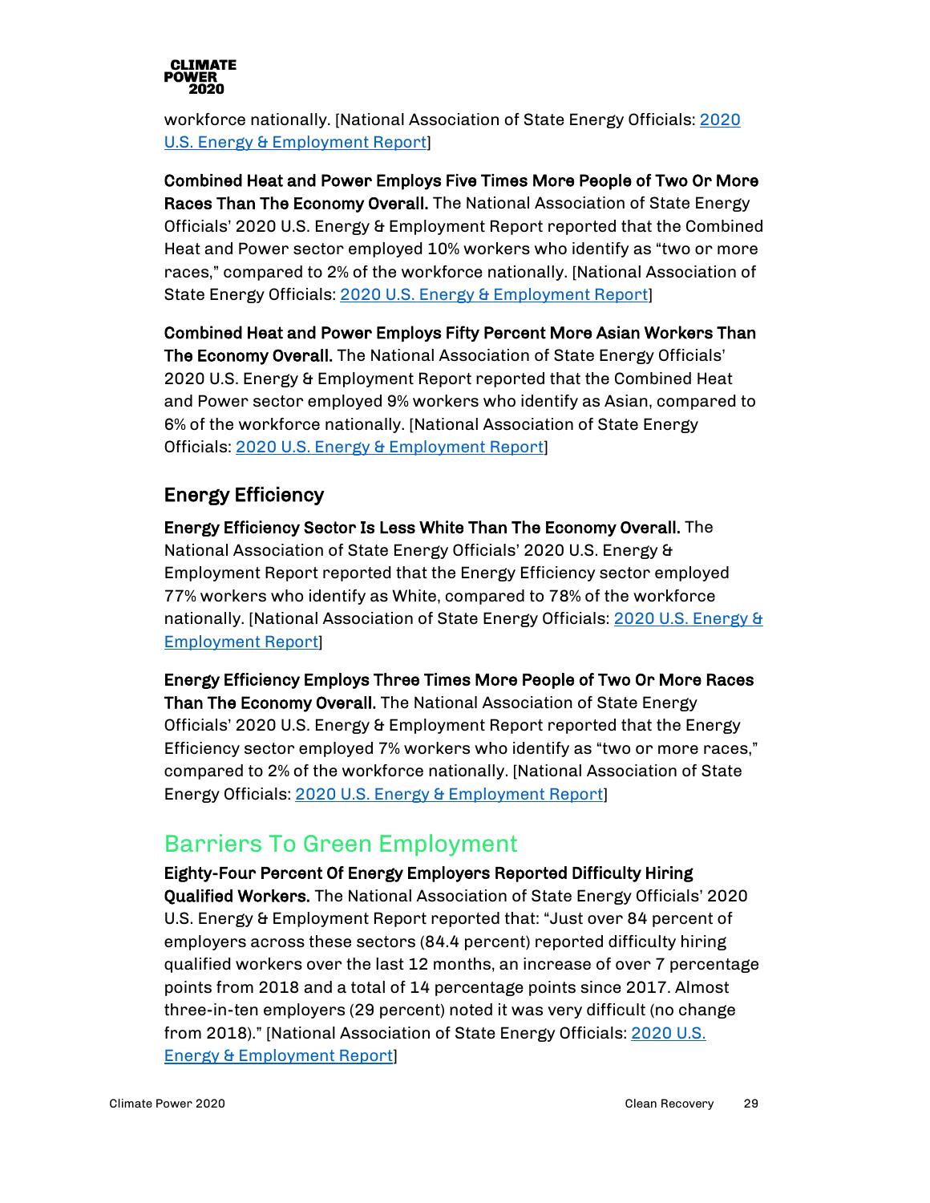workforce nationally. [National Association of State Energy Officials: 2020 U.S. Energy & Employment Report]

**Combined Heat and Power Employs Five Times More People of Two Or More Races Than The Economy Overall.** The National Association of State Energy Officials' 2020 U.S. Energy & Employment Report reported that the Combined Heat and Power sector employed 10% workers who identify as "two or more races," compared to 2% of the workforce nationally. [National Association of State Energy Officials: 2020 U.S. Energy & Employment Report]

**Combined Heat and Power Employs Fifty Percent More Asian Workers Than The Economy Overall.** The National Association of State Energy Officials' 2020 U.S. Energy & Employment Report reported that the Combined Heat and Power sector employed 9% workers who identify as Asian, compared to 6% of the workforce nationally. [National Association of State Energy Officials: 2020 U.S. Energy & Employment Report]

### Energy Efficiency

**Energy Efficiency Sector Is Less White Than The Economy Overall.** The National Association of State Energy Officials' 2020 U.S. Energy & Employment Report reported that the Energy Efficiency sector employed 77% workers who identify as White, compared to 78% of the workforce nationally. [National Association of State Energy Officials: 2020 U.S. Energy & Employment Report]

**Energy Efficiency Employs Three Times More People of Two Or More Races Than The Economy Overall.** The National Association of State Energy Officials' 2020 U.S. Energy & Employment Report reported that the Energy Efficiency sector employed 7% workers who identify as "two or more races," compared to 2% of the workforce nationally. [National Association of State Energy Officials: 2020 U.S. Energy & Employment Report]

## Barriers To Green Employment

**Eighty-Four Percent Of Energy Employers Reported Difficulty Hiring Qualified Workers.** The National Association of State Energy Officials' 2020 U.S. Energy & Employment Report reported that: "Just over 84 percent of employers across these sectors (84.4 percent) reported difficulty hiring qualified workers over the last 12 months, an increase of over 7 percentage points from 2018 and a total of 14 percentage points since 2017. Almost three-in-ten employers (29 percent) noted it was very difficult (no change from 2018)." [National Association of State Energy Officials: 2020 U.S. Energy & Employment Report]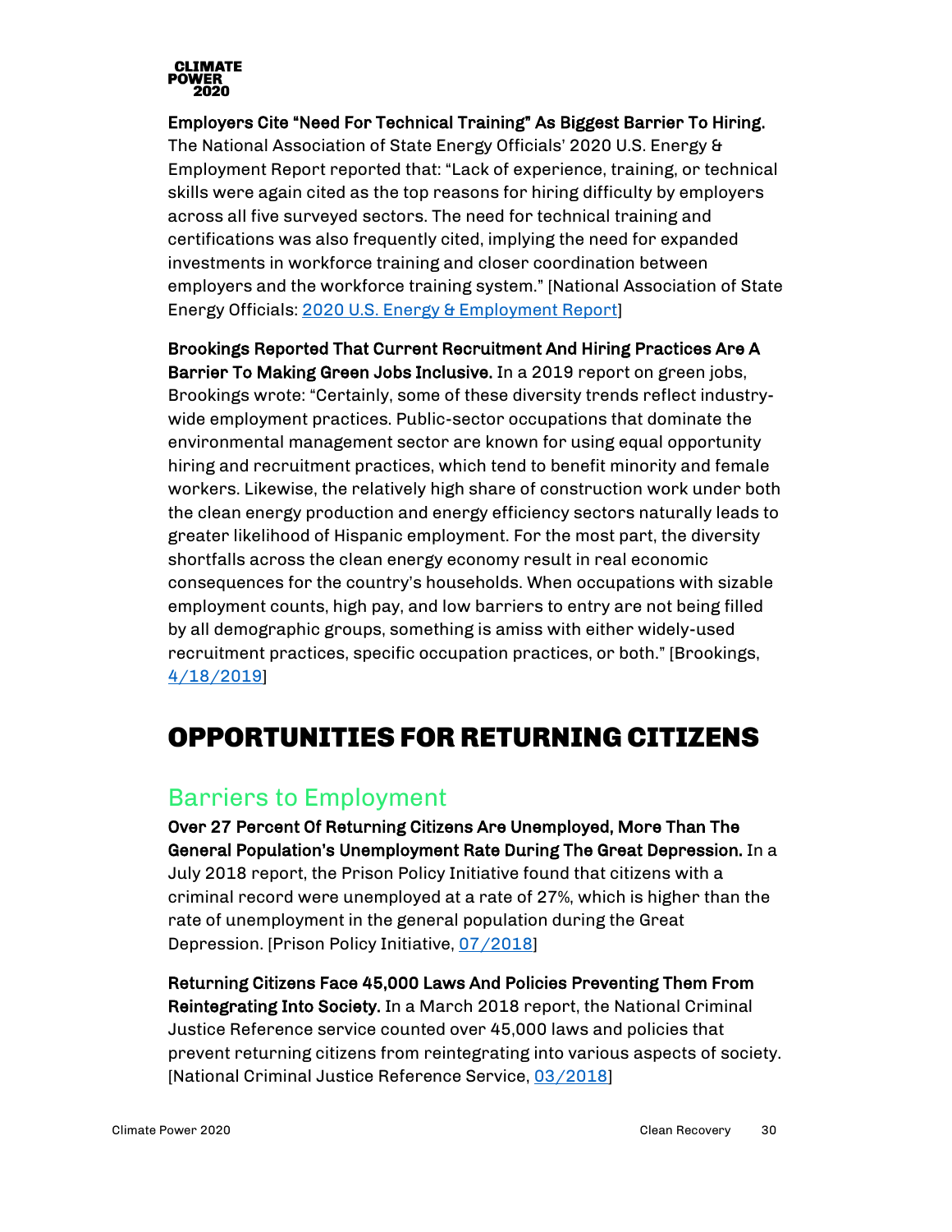**Employers Cite "Need For Technical Training" As Biggest Barrier To Hiring.** The National Association of State Energy Officials' 2020 U.S. Energy & Employment Report reported that: "Lack of experience, training, or technical skills were again cited as the top reasons for hiring difficulty by employers across all five surveyed sectors. The need for technical training and certifications was also frequently cited, implying the need for expanded investments in workforce training and closer coordination between employers and the workforce training system." [National Association of State Energy Officials: 2020 U.S. Energy & Employment Report]

**Brookings Reported That Current Recruitment And Hiring Practices Are A Barrier To Making Green Jobs Inclusive.** In a 2019 report on green jobs, Brookings wrote: "Certainly, some of these diversity trends reflect industry-wide employment practices. Public-sector occupations that dominate the environmental management sector are known for using equal opportunity hiring and recruitment practices, which tend to benefit minority and female workers. Likewise, the relatively high share of construction work under both the clean energy production and energy efficiency sectors naturally leads to greater likelihood of Hispanic employment. For the most part, the diversity shortfalls across the clean energy economy result in real economic consequences for the country's households. When occupations with sizable employment counts, high pay, and low barriers to entry are not being filled by all demographic groups, something is amiss with either widely-used recruitment practices, specific occupation practices, or both." [Brookings, 4/18/2019]

# OPPORTUNITIES FOR RETURNING CITIZENS

## Barriers to Employment

**Over 27 Percent Of Returning Citizens Are Unemployed, More Than The General Population's Unemployment Rate During The Great Depression.** In a July 2018 report, the Prison Policy Initiative found that citizens with a criminal record were unemployed at a rate of 27%, which is higher than the rate of unemployment in the general population during the Great Depression. [Prison Policy Initiative, 07/2018]

**Returning Citizens Face 45,000 Laws And Policies Preventing Them From Reintegrating Into Society.** In a March 2018 report, the National Criminal Justice Reference service counted over 45,000 laws and policies that prevent returning citizens from reintegrating into various aspects of society. [National Criminal Justice Reference Service, 03/2018]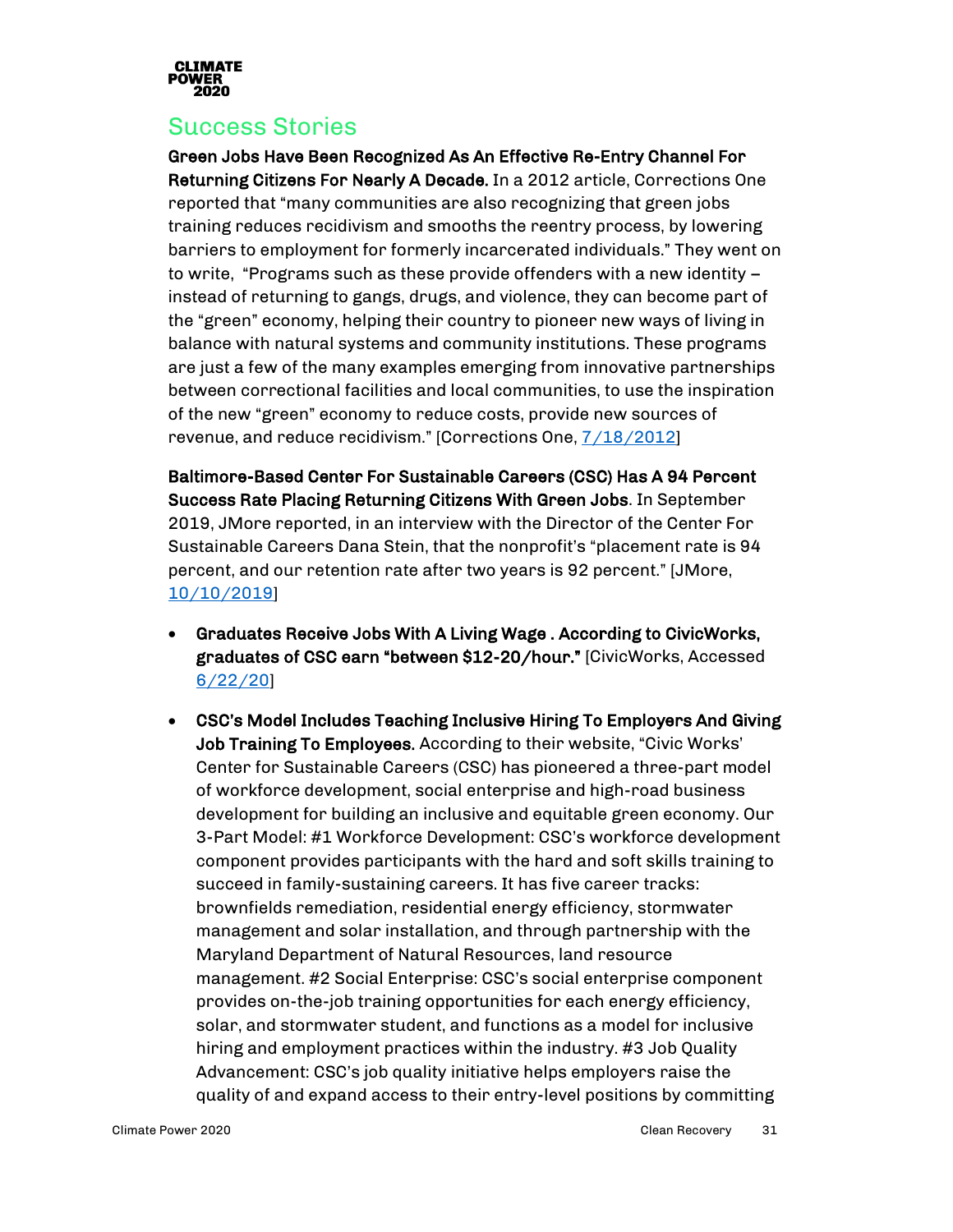## Success Stories

**Green Jobs Have Been Recognized As An Effective Re-Entry Channel For Returning Citizens For Nearly A Decade.** In a 2012 article, Corrections One reported that "many communities are also recognizing that green jobs training reduces recidivism and smooths the reentry process, by lowering barriers to employment for formerly incarcerated individuals." They went on to write, "Programs such as these provide offenders with a new identity – instead of returning to gangs, drugs, and violence, they can become part of the "green" economy, helping their country to pioneer new ways of living in balance with natural systems and community institutions. These programs are just a few of the many examples emerging from innovative partnerships between correctional facilities and local communities, to use the inspiration of the new "green" economy to reduce costs, provide new sources of revenue, and reduce recidivism." [Corrections One, 7/18/2012]

**Baltimore-Based Center For Sustainable Careers (CSC) Has A 94 Percent Success Rate Placing Returning Citizens With Green Jobs**. In September 2019, JMore reported, in an interview with the Director of the Center For Sustainable Careers Dana Stein, that the nonprofit's "placement rate is 94 percent, and our retention rate after two years is 92 percent." [JMore, 10/10/2019]

- **Graduates Receive Jobs With A Living Wage . According to CivicWorks, graduates of CSC earn "between $12-20/hour."** [CivicWorks, Accessed 6/22/20]
- **CSC's Model Includes Teaching Inclusive Hiring To Employers And Giving Job Training To Employees.** According to their website, "Civic Works' Center for Sustainable Careers (CSC) has pioneered a three-part model of workforce development, social enterprise and high-road business development for building an inclusive and equitable green economy. Our 3-Part Model: #1 Workforce Development: CSC's workforce development component provides participants with the hard and soft skills training to succeed in family-sustaining careers. It has five career tracks: brownfields remediation, residential energy efficiency, stormwater management and solar installation, and through partnership with the Maryland Department of Natural Resources, land resource management. #2 Social Enterprise: CSC's social enterprise component provides on-the-job training opportunities for each energy efficiency, solar, and stormwater student, and functions as a model for inclusive hiring and employment practices within the industry. #3 Job Quality Advancement: CSC's job quality initiative helps employers raise the quality of and expand access to their entry-level positions by committing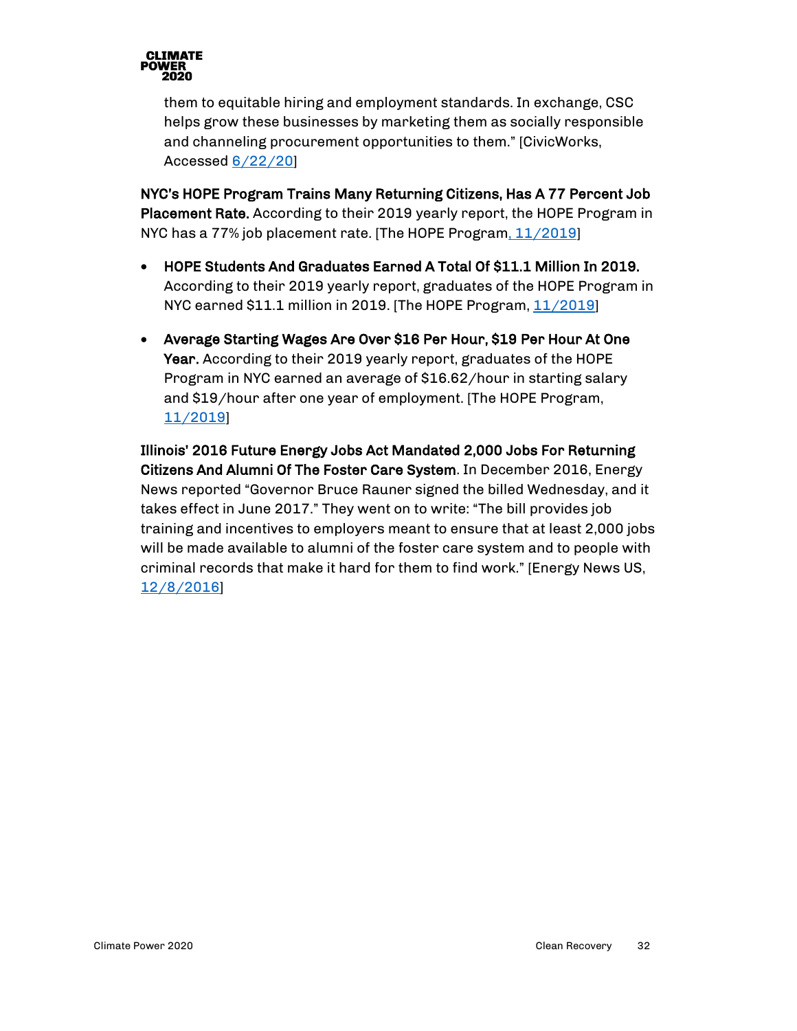them to equitable hiring and employment standards. In exchange, CSC helps grow these businesses by marketing them as socially responsible and channeling procurement opportunities to them." [CivicWorks, Accessed 6/22/20]

**NYC's HOPE Program Trains Many Returning Citizens, Has A 77 Percent Job Placement Rate.** According to their 2019 yearly report, the HOPE Program in NYC has a 77% job placement rate. [The HOPE Program, 11/2019]

- **HOPE Students And Graduates Earned A Total Of $11.1 Million In 2019.** According to their 2019 yearly report, graduates of the HOPE Program in NYC earned $11.1 million in 2019. [The HOPE Program, 11/2019]
- **Average Starting Wages Are Over $16 Per Hour, $19 Per Hour At One Year.** According to their 2019 yearly report, graduates of the HOPE Program in NYC earned an average of $16.62/hour in starting salary and $19/hour after one year of employment. [The HOPE Program, 11/2019]

**Illinois' 2016 Future Energy Jobs Act Mandated 2,000 Jobs For Returning Citizens And Alumni Of The Foster Care System**. In December 2016, Energy News reported "Governor Bruce Rauner signed the billed Wednesday, and it takes effect in June 2017." They went on to write: "The bill provides job training and incentives to employers meant to ensure that at least 2,000 jobs will be made available to alumni of the foster care system and to people with criminal records that make it hard for them to find work." [Energy News US, 12/8/2016]